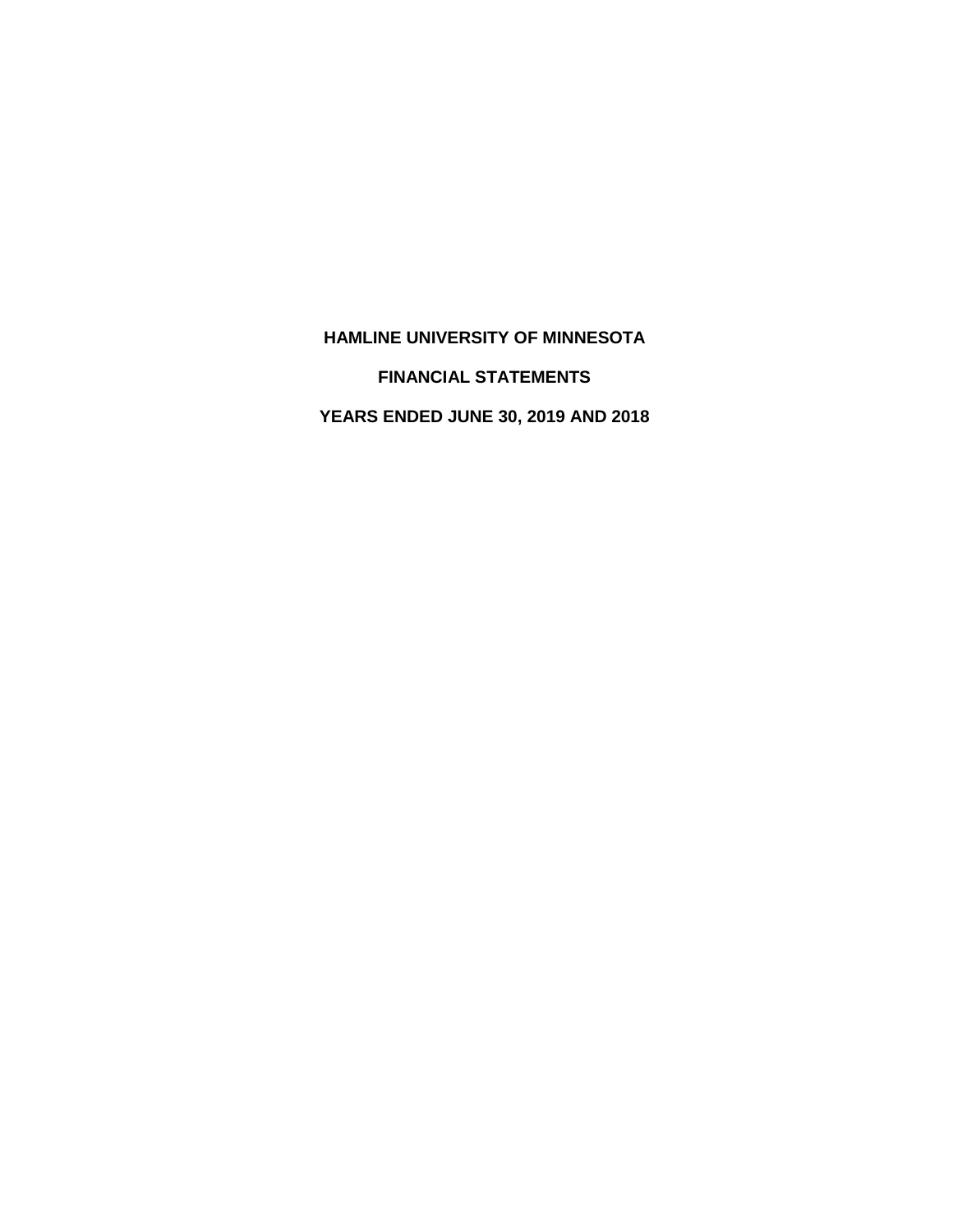# HAMLINE UNIVERSITY OF MINNESOTA

## FINANCIAL STATEMENTS

## YEARS ENDED JUNE 30, 2019 AND 2018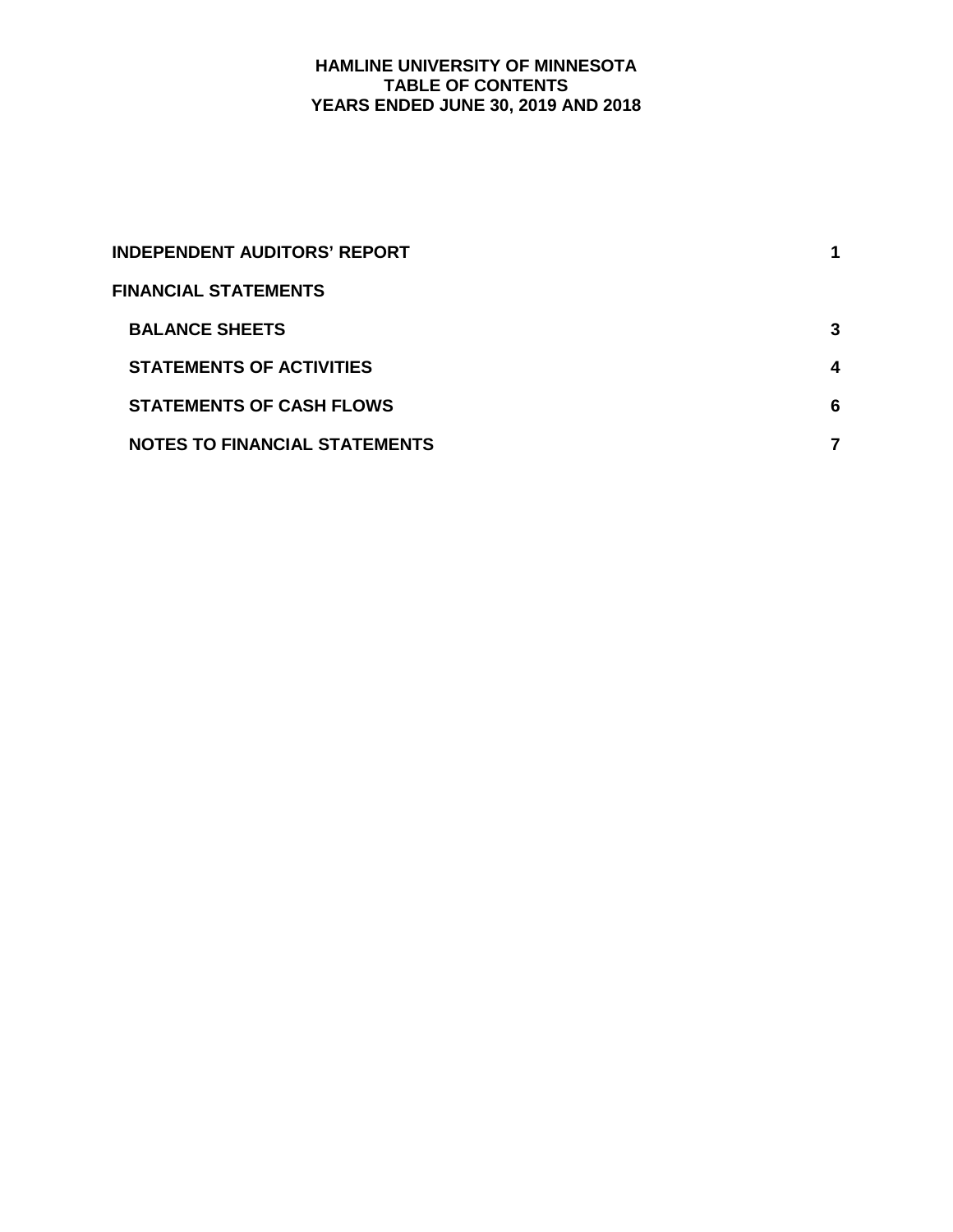# HAMLINE UNIVERSITY OF MINNESOTA
## TABLE OF CONTENTS
## YEARS ENDED JUNE 30, 2019 AND 2018

| | |
|---|---|
| **INDEPENDENT AUDITORS' REPORT** | **1** |
| **FINANCIAL STATEMENTS** | |
| **BALANCE SHEETS** | **3** |
| **STATEMENTS OF ACTIVITIES** | **4** |
| **STATEMENTS OF CASH FLOWS** | **6** |
| **NOTES TO FINANCIAL STATEMENTS** | **7** |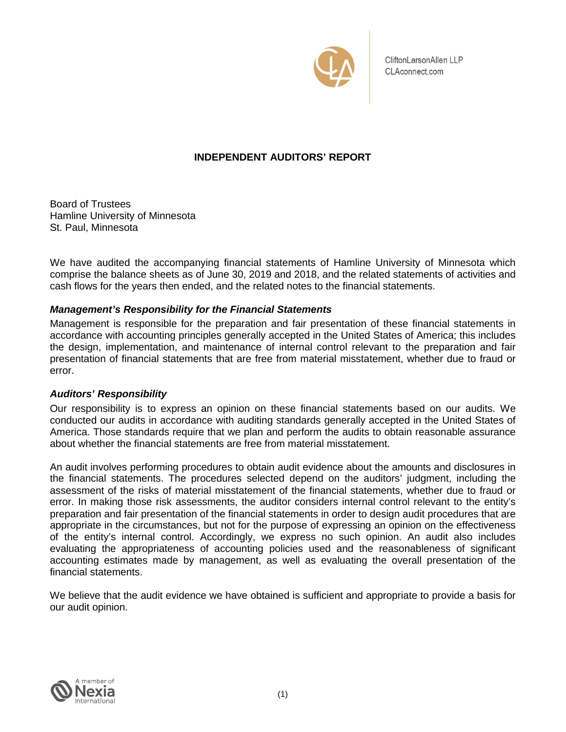CliftonLarsonAllen LLP
CLAconnect.com

## INDEPENDENT AUDITORS' REPORT

Board of Trustees
Hamline University of Minnesota
St. Paul, Minnesota

We have audited the accompanying financial statements of Hamline University of Minnesota which comprise the balance sheets as of June 30, 2019 and 2018, and the related statements of activities and cash flows for the years then ended, and the related notes to the financial statements.

### *Management's Responsibility for the Financial Statements*

Management is responsible for the preparation and fair presentation of these financial statements in accordance with accounting principles generally accepted in the United States of America; this includes the design, implementation, and maintenance of internal control relevant to the preparation and fair presentation of financial statements that are free from material misstatement, whether due to fraud or error.

### *Auditors' Responsibility*

Our responsibility is to express an opinion on these financial statements based on our audits. We conducted our audits in accordance with auditing standards generally accepted in the United States of America. Those standards require that we plan and perform the audits to obtain reasonable assurance about whether the financial statements are free from material misstatement.

An audit involves performing procedures to obtain audit evidence about the amounts and disclosures in the financial statements. The procedures selected depend on the auditors' judgment, including the assessment of the risks of material misstatement of the financial statements, whether due to fraud or error. In making those risk assessments, the auditor considers internal control relevant to the entity's preparation and fair presentation of the financial statements in order to design audit procedures that are appropriate in the circumstances, but not for the purpose of expressing an opinion on the effectiveness of the entity's internal control. Accordingly, we express no such opinion. An audit also includes evaluating the appropriateness of accounting policies used and the reasonableness of significant accounting estimates made by management, as well as evaluating the overall presentation of the financial statements.

We believe that the audit evidence we have obtained is sufficient and appropriate to provide a basis for our audit opinion.

A member of Nexia International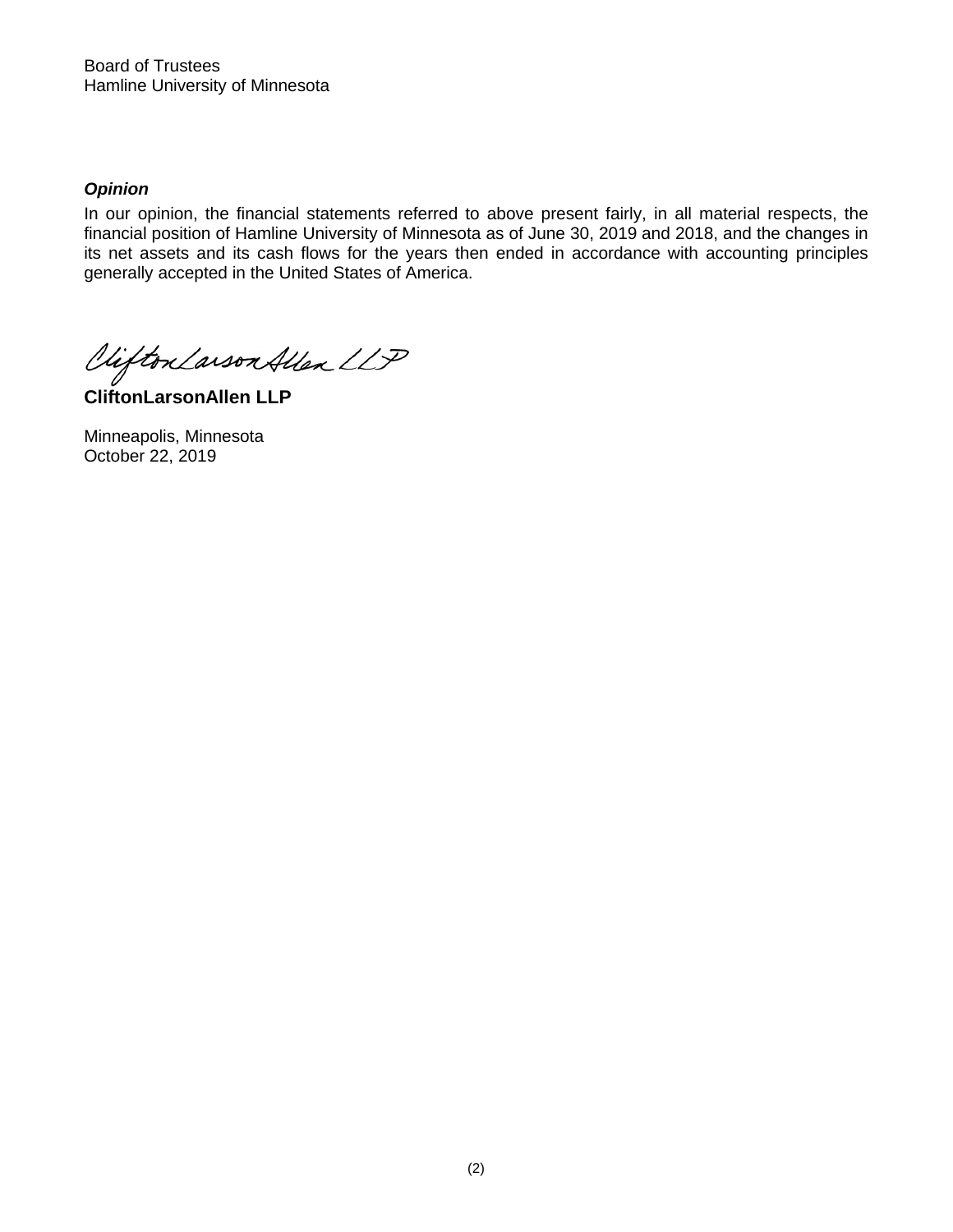Board of Trustees
Hamline University of Minnesota

### *Opinion*

In our opinion, the financial statements referred to above present fairly, in all material respects, the financial position of Hamline University of Minnesota as of June 30, 2019 and 2018, and the changes in its net assets and its cash flows for the years then ended in accordance with accounting principles generally accepted in the United States of America.

*CliftonLarsonAllen LLP*

**CliftonLarsonAllen LLP**

Minneapolis, Minnesota
October 22, 2019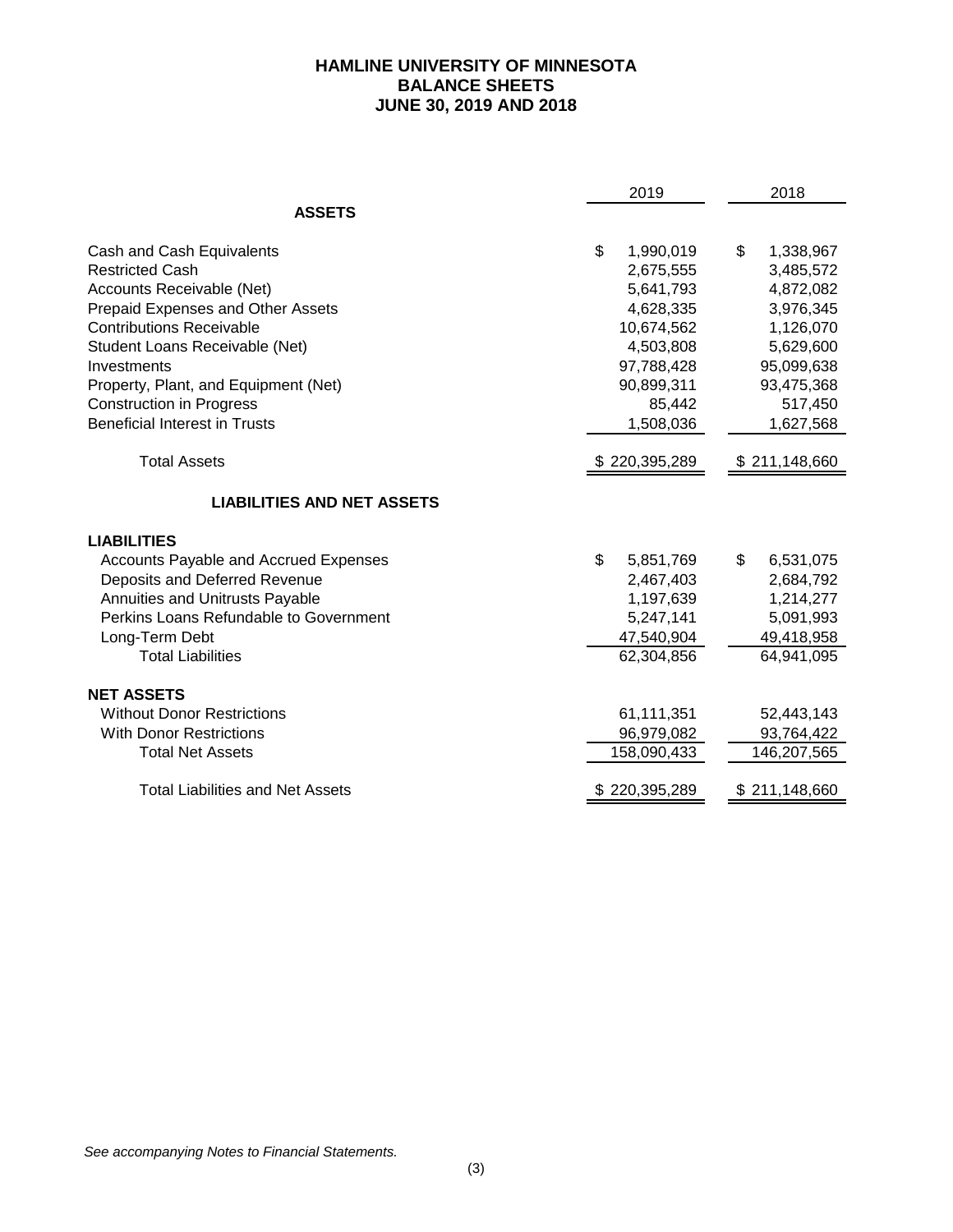# HAMLINE UNIVERSITY OF MINNESOTA
## BALANCE SHEETS
## JUNE 30, 2019 AND 2018

| | 2019 | 2018 |
|---|---|---|
| **ASSETS** | | |
| Cash and Cash Equivalents | $ 1,990,019 | $ 1,338,967 |
| Restricted Cash | 2,675,555 | 3,485,572 |
| Accounts Receivable (Net) | 5,641,793 | 4,872,082 |
| Prepaid Expenses and Other Assets | 4,628,335 | 3,976,345 |
| Contributions Receivable | 10,674,562 | 1,126,070 |
| Student Loans Receivable (Net) | 4,503,808 | 5,629,600 |
| Investments | 97,788,428 | 95,099,638 |
| Property, Plant, and Equipment (Net) | 90,899,311 | 93,475,368 |
| Construction in Progress | 85,442 | 517,450 |
| Beneficial Interest in Trusts | 1,508,036 | 1,627,568 |
| Total Assets | $ 220,395,289 | $ 211,148,660 |
| **LIABILITIES AND NET ASSETS** | | |
| **LIABILITIES** | | |
| Accounts Payable and Accrued Expenses | $ 5,851,769 | $ 6,531,075 |
| Deposits and Deferred Revenue | 2,467,403 | 2,684,792 |
| Annuities and Unitrusts Payable | 1,197,639 | 1,214,277 |
| Perkins Loans Refundable to Government | 5,247,141 | 5,091,993 |
| Long-Term Debt | 47,540,904 | 49,418,958 |
| Total Liabilities | 62,304,856 | 64,941,095 |
| **NET ASSETS** | | |
| Without Donor Restrictions | 61,111,351 | 52,443,143 |
| With Donor Restrictions | 96,979,082 | 93,764,422 |
| Total Net Assets | 158,090,433 | 146,207,565 |
| Total Liabilities and Net Assets | $ 220,395,289 | $ 211,148,660 |

*See accompanying Notes to Financial Statements.*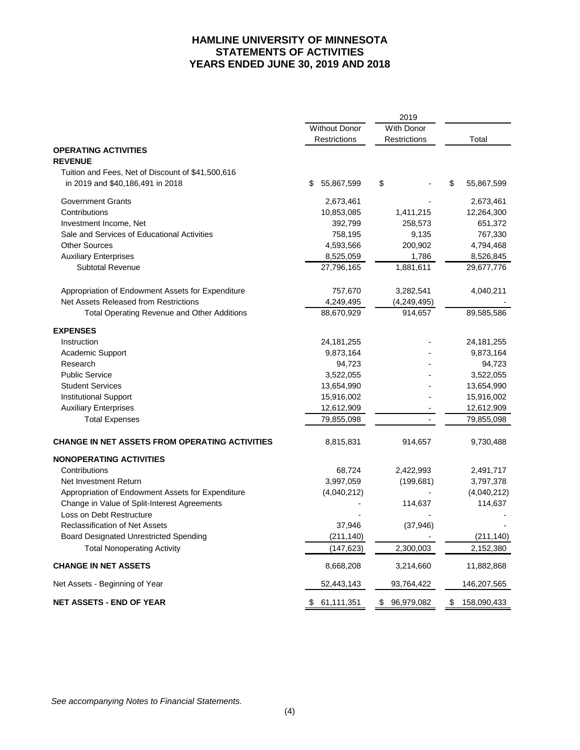# HAMLINE UNIVERSITY OF MINNESOTA
## STATEMENTS OF ACTIVITIES
## YEARS ENDED JUNE 30, 2019 AND 2018

| | 2019 | | |
|---|---|---|---|
| | Without Donor Restrictions | With Donor Restrictions | Total |
| **OPERATING ACTIVITIES** | | | |
| **REVENUE** | | | |
| Tuition and Fees, Net of Discount of $41,500,616 in 2019 and $40,186,491 in 2018 | $ 55,867,599 | $ - | $ 55,867,599 |
| Government Grants | 2,673,461 | - | 2,673,461 |
| Contributions | 10,853,085 | 1,411,215 | 12,264,300 |
| Investment Income, Net | 392,799 | 258,573 | 651,372 |
| Sale and Services of Educational Activities | 758,195 | 9,135 | 767,330 |
| Other Sources | 4,593,566 | 200,902 | 4,794,468 |
| Auxiliary Enterprises | 8,525,059 | 1,786 | 8,526,845 |
| Subtotal Revenue | 27,796,165 | 1,881,611 | 29,677,776 |
| Appropriation of Endowment Assets for Expenditure | 757,670 | 3,282,541 | 4,040,211 |
| Net Assets Released from Restrictions | 4,249,495 | (4,249,495) | - |
| Total Operating Revenue and Other Additions | 88,670,929 | 914,657 | 89,585,586 |
| **EXPENSES** | | | |
| Instruction | 24,181,255 | - | 24,181,255 |
| Academic Support | 9,873,164 | - | 9,873,164 |
| Research | 94,723 | - | 94,723 |
| Public Service | 3,522,055 | - | 3,522,055 |
| Student Services | 13,654,990 | - | 13,654,990 |
| Institutional Support | 15,916,002 | - | 15,916,002 |
| Auxiliary Enterprises | 12,612,909 | - | 12,612,909 |
| Total Expenses | 79,855,098 | - | 79,855,098 |
| **CHANGE IN NET ASSETS FROM OPERATING ACTIVITIES** | 8,815,831 | 914,657 | 9,730,488 |
| **NONOPERATING ACTIVITIES** | | | |
| Contributions | 68,724 | 2,422,993 | 2,491,717 |
| Net Investment Return | 3,997,059 | (199,681) | 3,797,378 |
| Appropriation of Endowment Assets for Expenditure | (4,040,212) | - | (4,040,212) |
| Change in Value of Split-Interest Agreements | - | 114,637 | 114,637 |
| Loss on Debt Restructure | - | - | - |
| Reclassification of Net Assets | 37,946 | (37,946) | - |
| Board Designated Unrestricted Spending | (211,140) | - | (211,140) |
| Total Nonoperating Activity | (147,623) | 2,300,003 | 2,152,380 |
| **CHANGE IN NET ASSETS** | 8,668,208 | 3,214,660 | 11,882,868 |
| Net Assets - Beginning of Year | 52,443,143 | 93,764,422 | 146,207,565 |
| **NET ASSETS - END OF YEAR** | $ 61,111,351 | $ 96,979,082 | $ 158,090,433 |

*See accompanying Notes to Financial Statements.*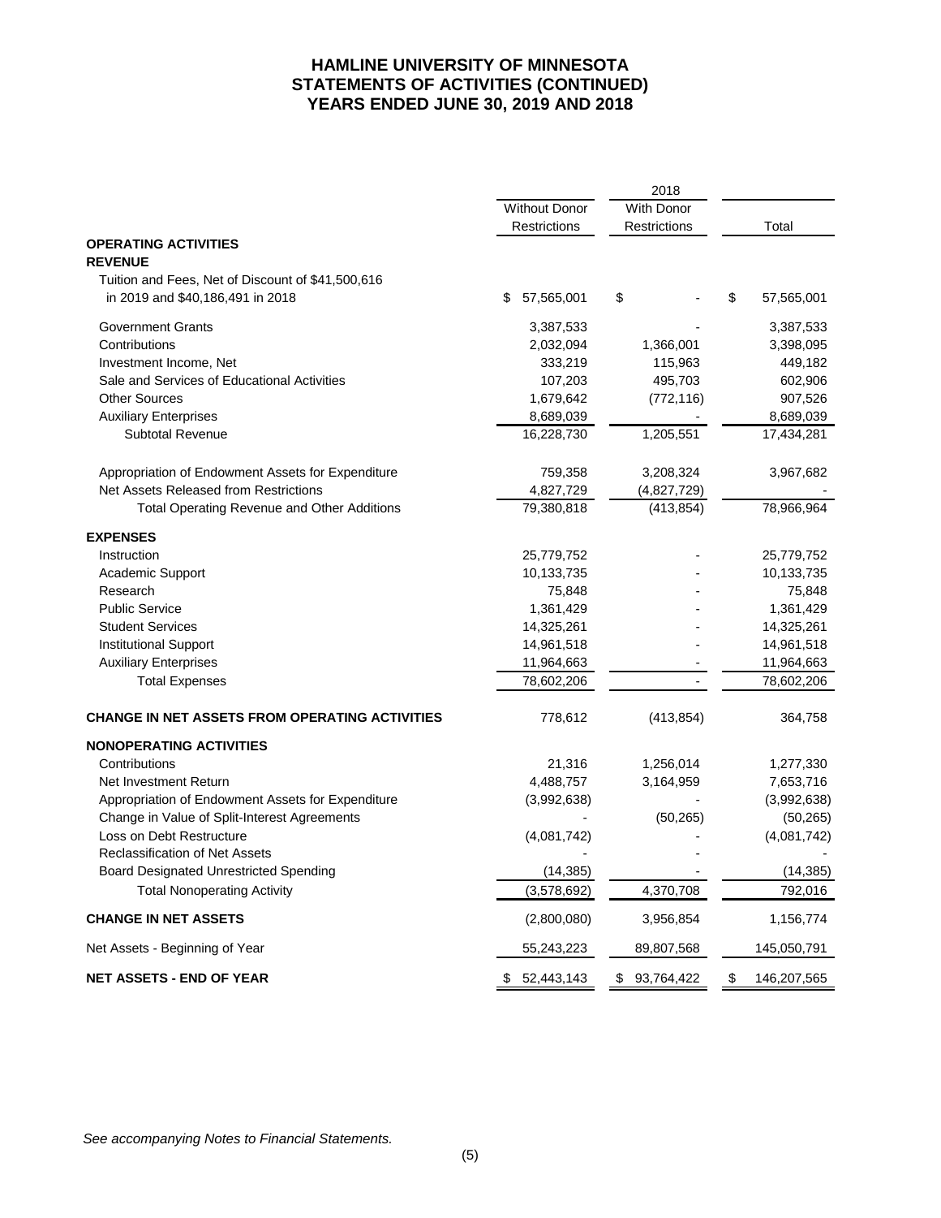# HAMLINE UNIVERSITY OF MINNESOTA
## STATEMENTS OF ACTIVITIES (CONTINUED)
## YEARS ENDED JUNE 30, 2019 AND 2018

| | 2018 | | |
|---|---|---|---|
| | Without Donor Restrictions | With Donor Restrictions | Total |
| **OPERATING ACTIVITIES** | | | |
| **REVENUE** | | | |
| Tuition and Fees, Net of Discount of $41,500,616 in 2019 and $40,186,491 in 2018 | $ 57,565,001 | $ - | $ 57,565,001 |
| Government Grants | 3,387,533 | - | 3,387,533 |
| Contributions | 2,032,094 | 1,366,001 | 3,398,095 |
| Investment Income, Net | 333,219 | 115,963 | 449,182 |
| Sale and Services of Educational Activities | 107,203 | 495,703 | 602,906 |
| Other Sources | 1,679,642 | (772,116) | 907,526 |
| Auxiliary Enterprises | 8,689,039 | - | 8,689,039 |
| Subtotal Revenue | 16,228,730 | 1,205,551 | 17,434,281 |
| Appropriation of Endowment Assets for Expenditure | 759,358 | 3,208,324 | 3,967,682 |
| Net Assets Released from Restrictions | 4,827,729 | (4,827,729) | - |
| Total Operating Revenue and Other Additions | 79,380,818 | (413,854) | 78,966,964 |
| **EXPENSES** | | | |
| Instruction | 25,779,752 | - | 25,779,752 |
| Academic Support | 10,133,735 | - | 10,133,735 |
| Research | 75,848 | - | 75,848 |
| Public Service | 1,361,429 | - | 1,361,429 |
| Student Services | 14,325,261 | - | 14,325,261 |
| Institutional Support | 14,961,518 | - | 14,961,518 |
| Auxiliary Enterprises | 11,964,663 | - | 11,964,663 |
| Total Expenses | 78,602,206 | - | 78,602,206 |
| **CHANGE IN NET ASSETS FROM OPERATING ACTIVITIES** | 778,612 | (413,854) | 364,758 |
| **NONOPERATING ACTIVITIES** | | | |
| Contributions | 21,316 | 1,256,014 | 1,277,330 |
| Net Investment Return | 4,488,757 | 3,164,959 | 7,653,716 |
| Appropriation of Endowment Assets for Expenditure | (3,992,638) | - | (3,992,638) |
| Change in Value of Split-Interest Agreements | - | (50,265) | (50,265) |
| Loss on Debt Restructure | (4,081,742) | - | (4,081,742) |
| Reclassification of Net Assets | - | - | - |
| Board Designated Unrestricted Spending | (14,385) | - | (14,385) |
| Total Nonoperating Activity | (3,578,692) | 4,370,708 | 792,016 |
| **CHANGE IN NET ASSETS** | (2,800,080) | 3,956,854 | 1,156,774 |
| Net Assets - Beginning of Year | 55,243,223 | 89,807,568 | 145,050,791 |
| **NET ASSETS - END OF YEAR** | $ 52,443,143 | $ 93,764,422 | $ 146,207,565 |

*See accompanying Notes to Financial Statements.*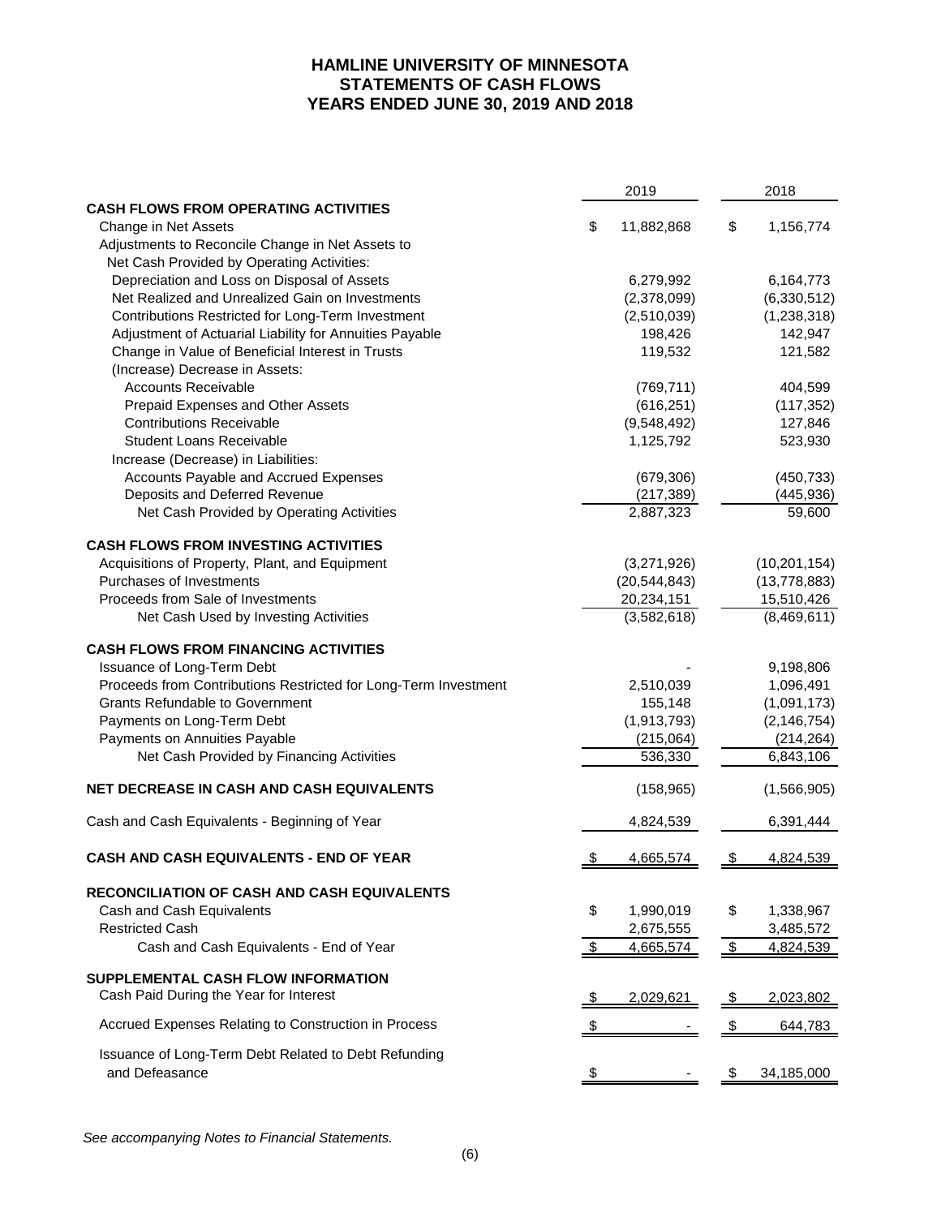# HAMLINE UNIVERSITY OF MINNESOTA
## STATEMENTS OF CASH FLOWS
## YEARS ENDED JUNE 30, 2019 AND 2018

| | 2019 | 2018 |
|---|---|---|
| **CASH FLOWS FROM OPERATING ACTIVITIES** | | |
| Change in Net Assets | $ 11,882,868 | $ 1,156,774 |
| Adjustments to Reconcile Change in Net Assets to Net Cash Provided by Operating Activities: | | |
| Depreciation and Loss on Disposal of Assets | 6,279,992 | 6,164,773 |
| Net Realized and Unrealized Gain on Investments | (2,378,099) | (6,330,512) |
| Contributions Restricted for Long-Term Investment | (2,510,039) | (1,238,318) |
| Adjustment of Actuarial Liability for Annuities Payable | 198,426 | 142,947 |
| Change in Value of Beneficial Interest in Trusts | 119,532 | 121,582 |
| (Increase) Decrease in Assets: | | |
| Accounts Receivable | (769,711) | 404,599 |
| Prepaid Expenses and Other Assets | (616,251) | (117,352) |
| Contributions Receivable | (9,548,492) | 127,846 |
| Student Loans Receivable | 1,125,792 | 523,930 |
| Increase (Decrease) in Liabilities: | | |
| Accounts Payable and Accrued Expenses | (679,306) | (450,733) |
| Deposits and Deferred Revenue | (217,389) | (445,936) |
| Net Cash Provided by Operating Activities | 2,887,323 | 59,600 |
| **CASH FLOWS FROM INVESTING ACTIVITIES** | | |
| Acquisitions of Property, Plant, and Equipment | (3,271,926) | (10,201,154) |
| Purchases of Investments | (20,544,843) | (13,778,883) |
| Proceeds from Sale of Investments | 20,234,151 | 15,510,426 |
| Net Cash Used by Investing Activities | (3,582,618) | (8,469,611) |
| **CASH FLOWS FROM FINANCING ACTIVITIES** | | |
| Issuance of Long-Term Debt | - | 9,198,806 |
| Proceeds from Contributions Restricted for Long-Term Investment | 2,510,039 | 1,096,491 |
| Grants Refundable to Government | 155,148 | (1,091,173) |
| Payments on Long-Term Debt | (1,913,793) | (2,146,754) |
| Payments on Annuities Payable | (215,064) | (214,264) |
| Net Cash Provided by Financing Activities | 536,330 | 6,843,106 |
| **NET DECREASE IN CASH AND CASH EQUIVALENTS** | (158,965) | (1,566,905) |
| Cash and Cash Equivalents - Beginning of Year | 4,824,539 | 6,391,444 |
| **CASH AND CASH EQUIVALENTS - END OF YEAR** | $ 4,665,574 | $ 4,824,539 |
| **RECONCILIATION OF CASH AND CASH EQUIVALENTS** | | |
| Cash and Cash Equivalents | $ 1,990,019 | $ 1,338,967 |
| Restricted Cash | 2,675,555 | 3,485,572 |
| Cash and Cash Equivalents - End of Year | $ 4,665,574 | $ 4,824,539 |
| **SUPPLEMENTAL CASH FLOW INFORMATION** | | |
| Cash Paid During the Year for Interest | $ 2,029,621 | $ 2,023,802 |
| Accrued Expenses Relating to Construction in Process | $ - | $ 644,783 |
| Issuance of Long-Term Debt Related to Debt Refunding and Defeasance | $ - | $ 34,185,000 |

*See accompanying Notes to Financial Statements.*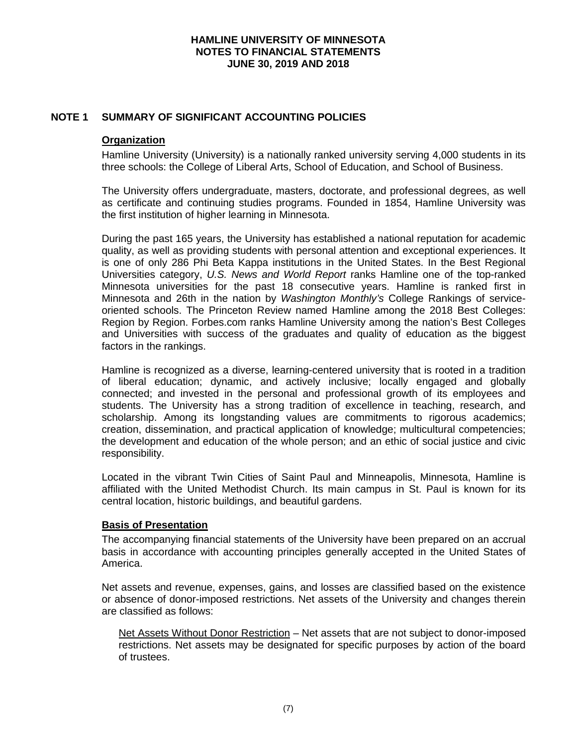## NOTE 1 SUMMARY OF SIGNIFICANT ACCOUNTING POLICIES

### Organization

Hamline University (University) is a nationally ranked university serving 4,000 students in its three schools: the College of Liberal Arts, School of Education, and School of Business.

The University offers undergraduate, masters, doctorate, and professional degrees, as well as certificate and continuing studies programs. Founded in 1854, Hamline University was the first institution of higher learning in Minnesota.

During the past 165 years, the University has established a national reputation for academic quality, as well as providing students with personal attention and exceptional experiences. It is one of only 286 Phi Beta Kappa institutions in the United States. In the Best Regional Universities category, *U.S. News and World Report* ranks Hamline one of the top-ranked Minnesota universities for the past 18 consecutive years. Hamline is ranked first in Minnesota and 26th in the nation by *Washington Monthly's* College Rankings of service-oriented schools. The Princeton Review named Hamline among the 2018 Best Colleges: Region by Region. Forbes.com ranks Hamline University among the nation's Best Colleges and Universities with success of the graduates and quality of education as the biggest factors in the rankings.

Hamline is recognized as a diverse, learning-centered university that is rooted in a tradition of liberal education; dynamic, and actively inclusive; locally engaged and globally connected; and invested in the personal and professional growth of its employees and students. The University has a strong tradition of excellence in teaching, research, and scholarship. Among its longstanding values are commitments to rigorous academics; creation, dissemination, and practical application of knowledge; multicultural competencies; the development and education of the whole person; and an ethic of social justice and civic responsibility.

Located in the vibrant Twin Cities of Saint Paul and Minneapolis, Minnesota, Hamline is affiliated with the United Methodist Church. Its main campus in St. Paul is known for its central location, historic buildings, and beautiful gardens.

### Basis of Presentation

The accompanying financial statements of the University have been prepared on an accrual basis in accordance with accounting principles generally accepted in the United States of America.

Net assets and revenue, expenses, gains, and losses are classified based on the existence or absence of donor-imposed restrictions. Net assets of the University and changes therein are classified as follows:

Net Assets Without Donor Restriction – Net assets that are not subject to donor-imposed restrictions. Net assets may be designated for specific purposes by action of the board of trustees.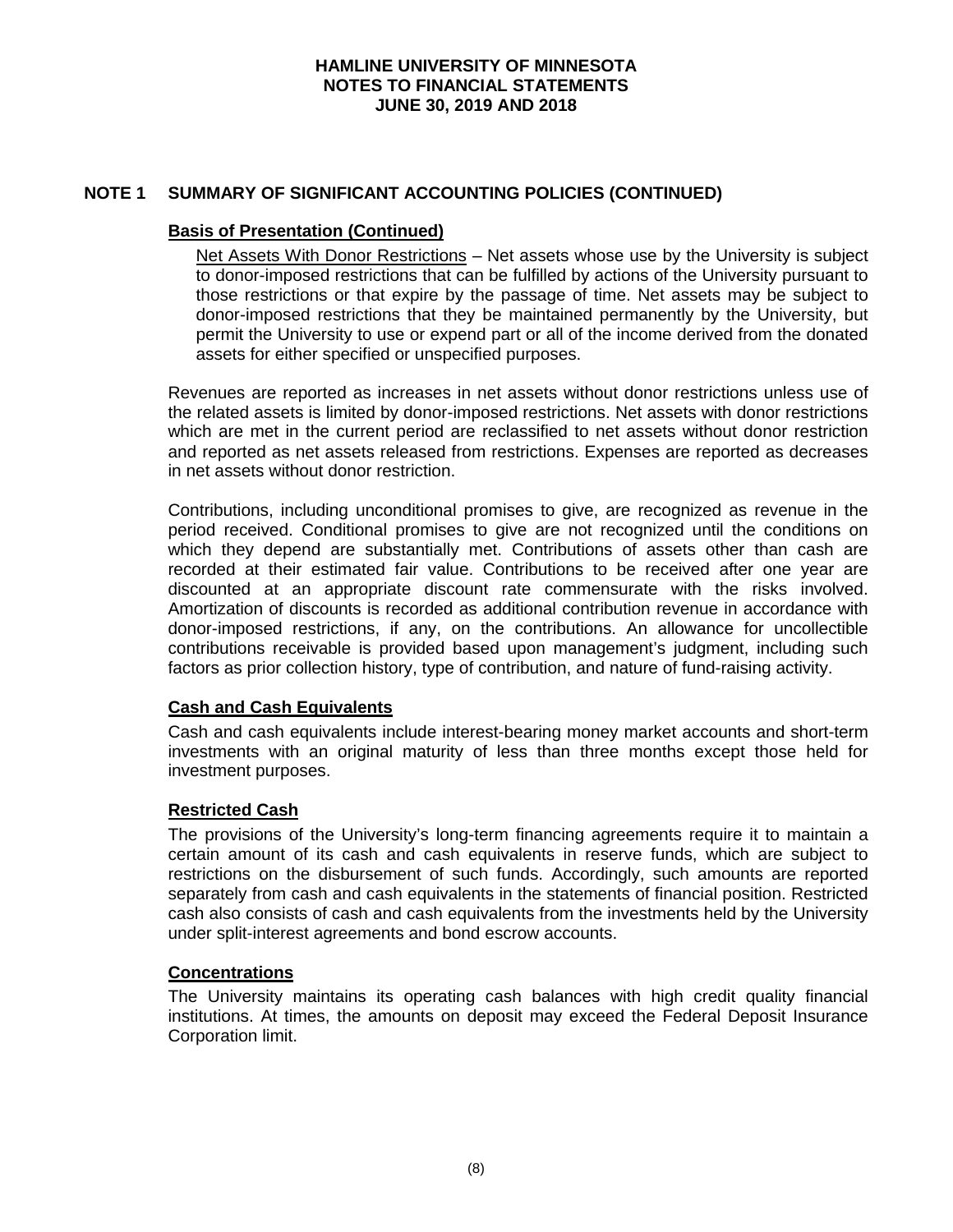## NOTE 1 SUMMARY OF SIGNIFICANT ACCOUNTING POLICIES (CONTINUED)

### Basis of Presentation (Continued)

Net Assets With Donor Restrictions – Net assets whose use by the University is subject to donor-imposed restrictions that can be fulfilled by actions of the University pursuant to those restrictions or that expire by the passage of time. Net assets may be subject to donor-imposed restrictions that they be maintained permanently by the University, but permit the University to use or expend part or all of the income derived from the donated assets for either specified or unspecified purposes.

Revenues are reported as increases in net assets without donor restrictions unless use of the related assets is limited by donor-imposed restrictions. Net assets with donor restrictions which are met in the current period are reclassified to net assets without donor restriction and reported as net assets released from restrictions. Expenses are reported as decreases in net assets without donor restriction.

Contributions, including unconditional promises to give, are recognized as revenue in the period received. Conditional promises to give are not recognized until the conditions on which they depend are substantially met. Contributions of assets other than cash are recorded at their estimated fair value. Contributions to be received after one year are discounted at an appropriate discount rate commensurate with the risks involved. Amortization of discounts is recorded as additional contribution revenue in accordance with donor-imposed restrictions, if any, on the contributions. An allowance for uncollectible contributions receivable is provided based upon management's judgment, including such factors as prior collection history, type of contribution, and nature of fund-raising activity.

### Cash and Cash Equivalents

Cash and cash equivalents include interest-bearing money market accounts and short-term investments with an original maturity of less than three months except those held for investment purposes.

### Restricted Cash

The provisions of the University's long-term financing agreements require it to maintain a certain amount of its cash and cash equivalents in reserve funds, which are subject to restrictions on the disbursement of such funds. Accordingly, such amounts are reported separately from cash and cash equivalents in the statements of financial position. Restricted cash also consists of cash and cash equivalents from the investments held by the University under split-interest agreements and bond escrow accounts.

### Concentrations

The University maintains its operating cash balances with high credit quality financial institutions. At times, the amounts on deposit may exceed the Federal Deposit Insurance Corporation limit.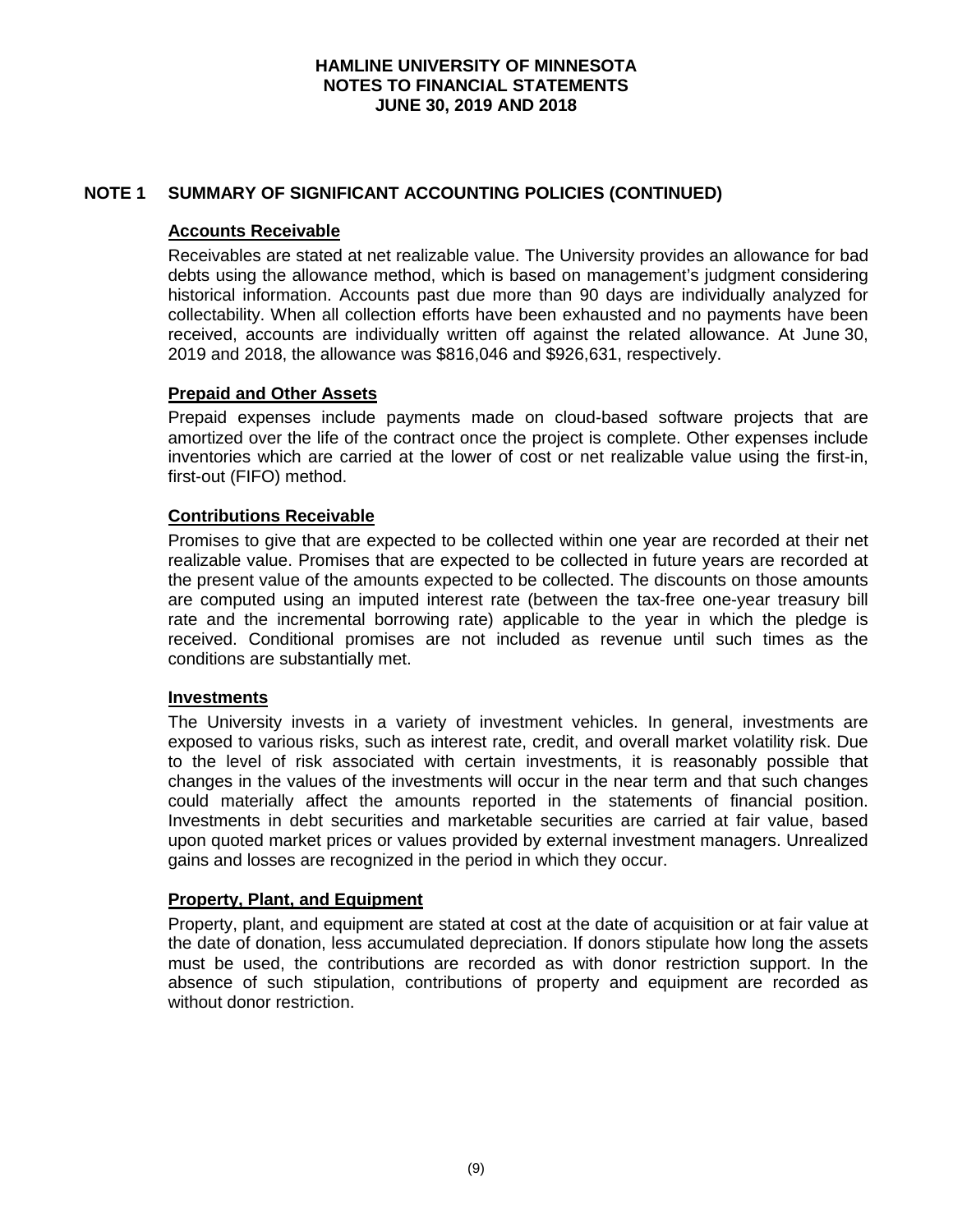# HAMLINE UNIVERSITY OF MINNESOTA
# NOTES TO FINANCIAL STATEMENTS
# JUNE 30, 2019 AND 2018

## NOTE 1 SUMMARY OF SIGNIFICANT ACCOUNTING POLICIES (CONTINUED)

### Accounts Receivable

Receivables are stated at net realizable value. The University provides an allowance for bad debts using the allowance method, which is based on management's judgment considering historical information. Accounts past due more than 90 days are individually analyzed for collectability. When all collection efforts have been exhausted and no payments have been received, accounts are individually written off against the related allowance. At June 30, 2019 and 2018, the allowance was $816,046 and $926,631, respectively.

### Prepaid and Other Assets

Prepaid expenses include payments made on cloud-based software projects that are amortized over the life of the contract once the project is complete. Other expenses include inventories which are carried at the lower of cost or net realizable value using the first-in, first-out (FIFO) method.

### Contributions Receivable

Promises to give that are expected to be collected within one year are recorded at their net realizable value. Promises that are expected to be collected in future years are recorded at the present value of the amounts expected to be collected. The discounts on those amounts are computed using an imputed interest rate (between the tax-free one-year treasury bill rate and the incremental borrowing rate) applicable to the year in which the pledge is received. Conditional promises are not included as revenue until such times as the conditions are substantially met.

### Investments

The University invests in a variety of investment vehicles. In general, investments are exposed to various risks, such as interest rate, credit, and overall market volatility risk. Due to the level of risk associated with certain investments, it is reasonably possible that changes in the values of the investments will occur in the near term and that such changes could materially affect the amounts reported in the statements of financial position. Investments in debt securities and marketable securities are carried at fair value, based upon quoted market prices or values provided by external investment managers. Unrealized gains and losses are recognized in the period in which they occur.

### Property, Plant, and Equipment

Property, plant, and equipment are stated at cost at the date of acquisition or at fair value at the date of donation, less accumulated depreciation. If donors stipulate how long the assets must be used, the contributions are recorded as with donor restriction support. In the absence of such stipulation, contributions of property and equipment are recorded as without donor restriction.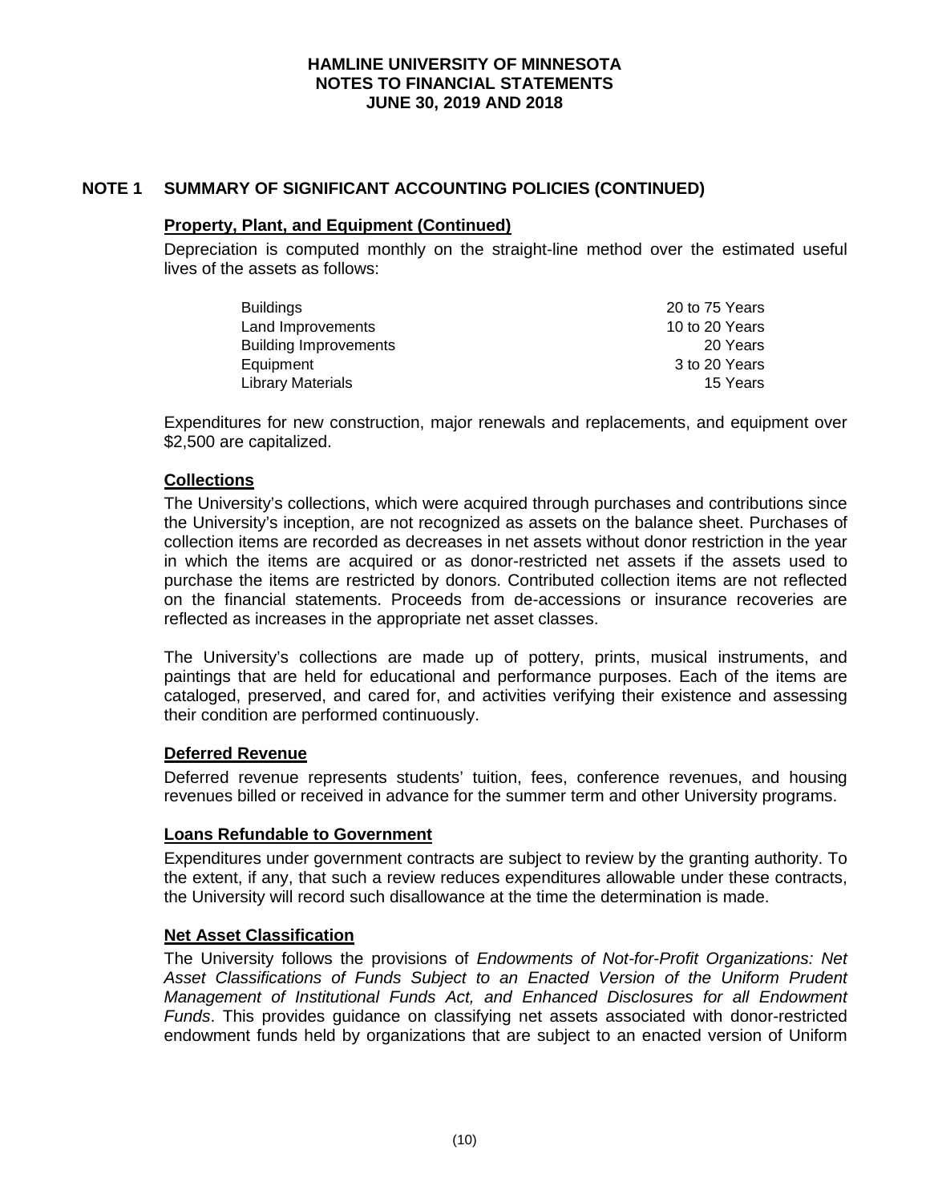## NOTE 1 SUMMARY OF SIGNIFICANT ACCOUNTING POLICIES (CONTINUED)

### Property, Plant, and Equipment (Continued)

Depreciation is computed monthly on the straight-line method over the estimated useful lives of the assets as follows:

| | |
|---|---|
| Buildings | 20 to 75 Years |
| Land Improvements | 10 to 20 Years |
| Building Improvements | 20 Years |
| Equipment | 3 to 20 Years |
| Library Materials | 15 Years |

Expenditures for new construction, major renewals and replacements, and equipment over $2,500 are capitalized.

### Collections

The University's collections, which were acquired through purchases and contributions since the University's inception, are not recognized as assets on the balance sheet. Purchases of collection items are recorded as decreases in net assets without donor restriction in the year in which the items are acquired or as donor-restricted net assets if the assets used to purchase the items are restricted by donors. Contributed collection items are not reflected on the financial statements. Proceeds from de-accessions or insurance recoveries are reflected as increases in the appropriate net asset classes.

The University's collections are made up of pottery, prints, musical instruments, and paintings that are held for educational and performance purposes. Each of the items are cataloged, preserved, and cared for, and activities verifying their existence and assessing their condition are performed continuously.

### Deferred Revenue

Deferred revenue represents students' tuition, fees, conference revenues, and housing revenues billed or received in advance for the summer term and other University programs.

### Loans Refundable to Government

Expenditures under government contracts are subject to review by the granting authority. To the extent, if any, that such a review reduces expenditures allowable under these contracts, the University will record such disallowance at the time the determination is made.

### Net Asset Classification

The University follows the provisions of *Endowments of Not-for-Profit Organizations: Net Asset Classifications of Funds Subject to an Enacted Version of the Uniform Prudent Management of Institutional Funds Act, and Enhanced Disclosures for all Endowment Funds*. This provides guidance on classifying net assets associated with donor-restricted endowment funds held by organizations that are subject to an enacted version of Uniform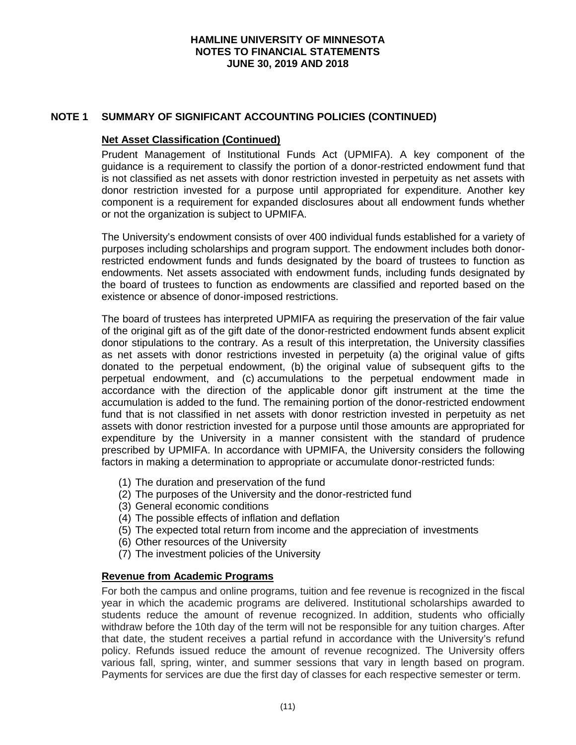## NOTE 1 SUMMARY OF SIGNIFICANT ACCOUNTING POLICIES (CONTINUED)

### Net Asset Classification (Continued)

Prudent Management of Institutional Funds Act (UPMIFA). A key component of the guidance is a requirement to classify the portion of a donor-restricted endowment fund that is not classified as net assets with donor restriction invested in perpetuity as net assets with donor restriction invested for a purpose until appropriated for expenditure. Another key component is a requirement for expanded disclosures about all endowment funds whether or not the organization is subject to UPMIFA.

The University's endowment consists of over 400 individual funds established for a variety of purposes including scholarships and program support. The endowment includes both donor-restricted endowment funds and funds designated by the board of trustees to function as endowments. Net assets associated with endowment funds, including funds designated by the board of trustees to function as endowments are classified and reported based on the existence or absence of donor-imposed restrictions.

The board of trustees has interpreted UPMIFA as requiring the preservation of the fair value of the original gift as of the gift date of the donor-restricted endowment funds absent explicit donor stipulations to the contrary. As a result of this interpretation, the University classifies as net assets with donor restrictions invested in perpetuity (a) the original value of gifts donated to the perpetual endowment, (b) the original value of subsequent gifts to the perpetual endowment, and (c) accumulations to the perpetual endowment made in accordance with the direction of the applicable donor gift instrument at the time the accumulation is added to the fund. The remaining portion of the donor-restricted endowment fund that is not classified in net assets with donor restriction invested in perpetuity as net assets with donor restriction invested for a purpose until those amounts are appropriated for expenditure by the University in a manner consistent with the standard of prudence prescribed by UPMIFA. In accordance with UPMIFA, the University considers the following factors in making a determination to appropriate or accumulate donor-restricted funds:

(1) The duration and preservation of the fund
(2) The purposes of the University and the donor-restricted fund
(3) General economic conditions
(4) The possible effects of inflation and deflation
(5) The expected total return from income and the appreciation of investments
(6) Other resources of the University
(7) The investment policies of the University

### Revenue from Academic Programs

For both the campus and online programs, tuition and fee revenue is recognized in the fiscal year in which the academic programs are delivered. Institutional scholarships awarded to students reduce the amount of revenue recognized. In addition, students who officially withdraw before the 10th day of the term will not be responsible for any tuition charges. After that date, the student receives a partial refund in accordance with the University's refund policy. Refunds issued reduce the amount of revenue recognized. The University offers various fall, spring, winter, and summer sessions that vary in length based on program. Payments for services are due the first day of classes for each respective semester or term.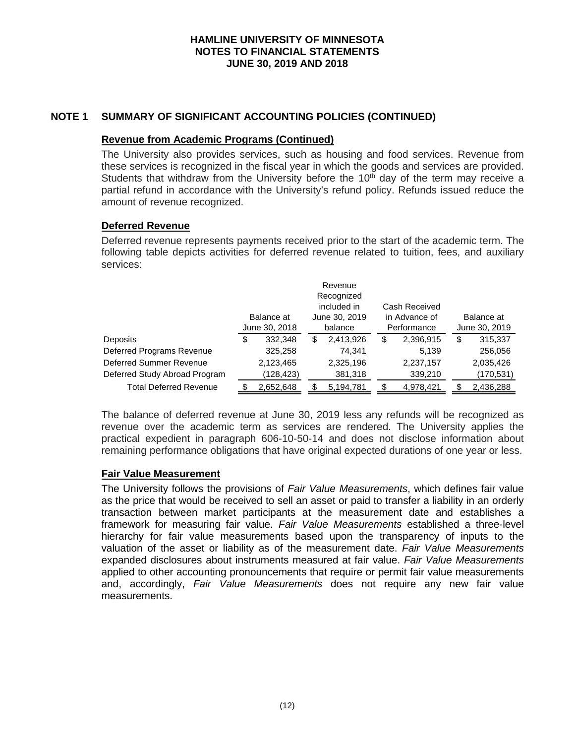## NOTE 1 SUMMARY OF SIGNIFICANT ACCOUNTING POLICIES (CONTINUED)

### Revenue from Academic Programs (Continued)

The University also provides services, such as housing and food services. Revenue from these services is recognized in the fiscal year in which the goods and services are provided. Students that withdraw from the University before the 10th day of the term may receive a partial refund in accordance with the University's refund policy. Refunds issued reduce the amount of revenue recognized.

### Deferred Revenue

Deferred revenue represents payments received prior to the start of the academic term. The following table depicts activities for deferred revenue related to tuition, fees, and auxiliary services:

| | Balance at June 30, 2018 | Revenue Recognized included in June 30, 2019 balance | Cash Received in Advance of Performance | Balance at June 30, 2019 |
|---|---|---|---|---|
| Deposits | $ 332,348 | $ 2,413,926 | $ 2,396,915 | $ 315,337 |
| Deferred Programs Revenue | 325,258 | 74,341 | 5,139 | 256,056 |
| Deferred Summer Revenue | 2,123,465 | 2,325,196 | 2,237,157 | 2,035,426 |
| Deferred Study Abroad Program | (128,423) | 381,318 | 339,210 | (170,531) |
| Total Deferred Revenue | $ 2,652,648 | $ 5,194,781 | $ 4,978,421 | $ 2,436,288 |

The balance of deferred revenue at June 30, 2019 less any refunds will be recognized as revenue over the academic term as services are rendered. The University applies the practical expedient in paragraph 606-10-50-14 and does not disclose information about remaining performance obligations that have original expected durations of one year or less.

### Fair Value Measurement

The University follows the provisions of *Fair Value Measurements*, which defines fair value as the price that would be received to sell an asset or paid to transfer a liability in an orderly transaction between market participants at the measurement date and establishes a framework for measuring fair value. *Fair Value Measurements* established a three-level hierarchy for fair value measurements based upon the transparency of inputs to the valuation of the asset or liability as of the measurement date. *Fair Value Measurements* expanded disclosures about instruments measured at fair value. *Fair Value Measurements* applied to other accounting pronouncements that require or permit fair value measurements and, accordingly, *Fair Value Measurements* does not require any new fair value measurements.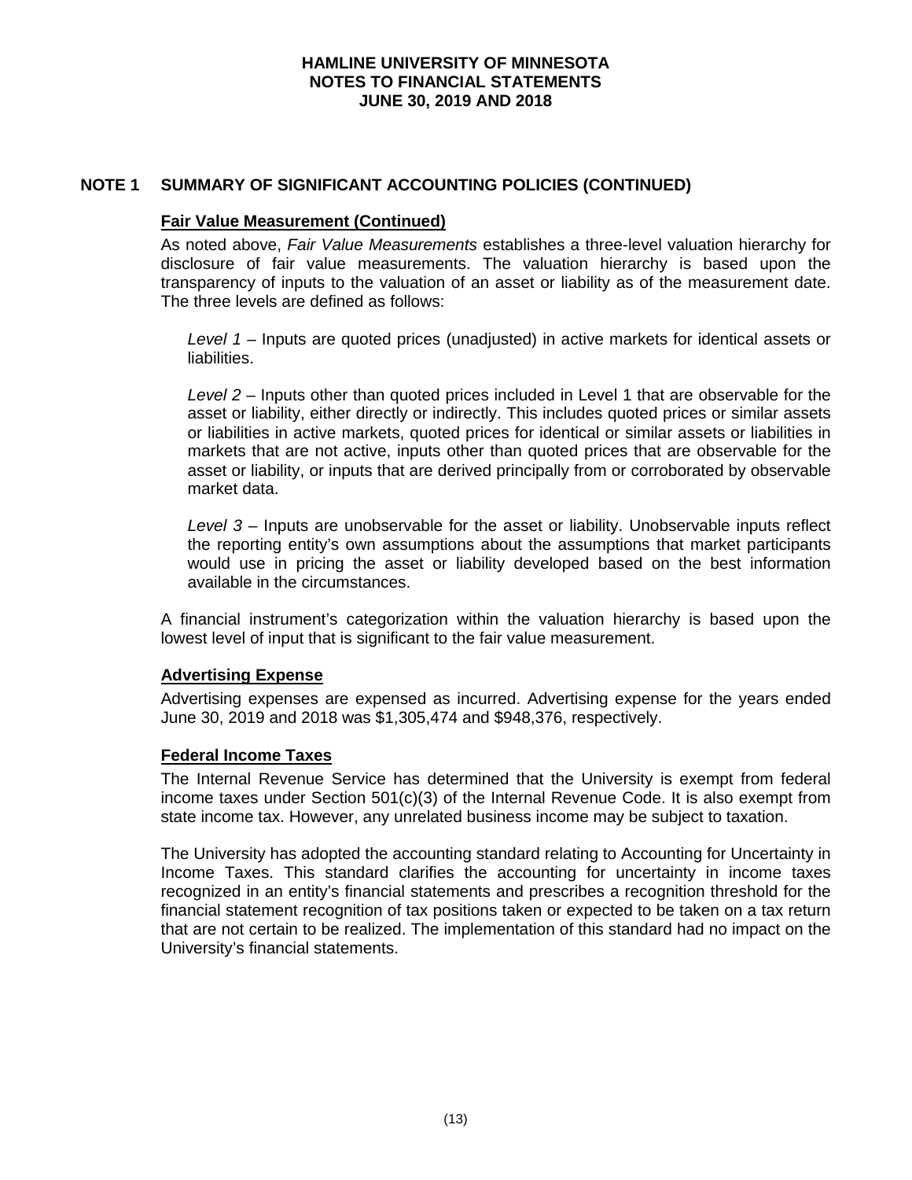## NOTE 1 SUMMARY OF SIGNIFICANT ACCOUNTING POLICIES (CONTINUED)

### Fair Value Measurement (Continued)

As noted above, *Fair Value Measurements* establishes a three-level valuation hierarchy for disclosure of fair value measurements. The valuation hierarchy is based upon the transparency of inputs to the valuation of an asset or liability as of the measurement date. The three levels are defined as follows:

*Level 1* – Inputs are quoted prices (unadjusted) in active markets for identical assets or liabilities.

*Level 2* – Inputs other than quoted prices included in Level 1 that are observable for the asset or liability, either directly or indirectly. This includes quoted prices or similar assets or liabilities in active markets, quoted prices for identical or similar assets or liabilities in markets that are not active, inputs other than quoted prices that are observable for the asset or liability, or inputs that are derived principally from or corroborated by observable market data.

*Level 3* – Inputs are unobservable for the asset or liability. Unobservable inputs reflect the reporting entity's own assumptions about the assumptions that market participants would use in pricing the asset or liability developed based on the best information available in the circumstances.

A financial instrument's categorization within the valuation hierarchy is based upon the lowest level of input that is significant to the fair value measurement.

### Advertising Expense

Advertising expenses are expensed as incurred. Advertising expense for the years ended June 30, 2019 and 2018 was $1,305,474 and $948,376, respectively.

### Federal Income Taxes

The Internal Revenue Service has determined that the University is exempt from federal income taxes under Section 501(c)(3) of the Internal Revenue Code. It is also exempt from state income tax. However, any unrelated business income may be subject to taxation.

The University has adopted the accounting standard relating to Accounting for Uncertainty in Income Taxes. This standard clarifies the accounting for uncertainty in income taxes recognized in an entity's financial statements and prescribes a recognition threshold for the financial statement recognition of tax positions taken or expected to be taken on a tax return that are not certain to be realized. The implementation of this standard had no impact on the University's financial statements.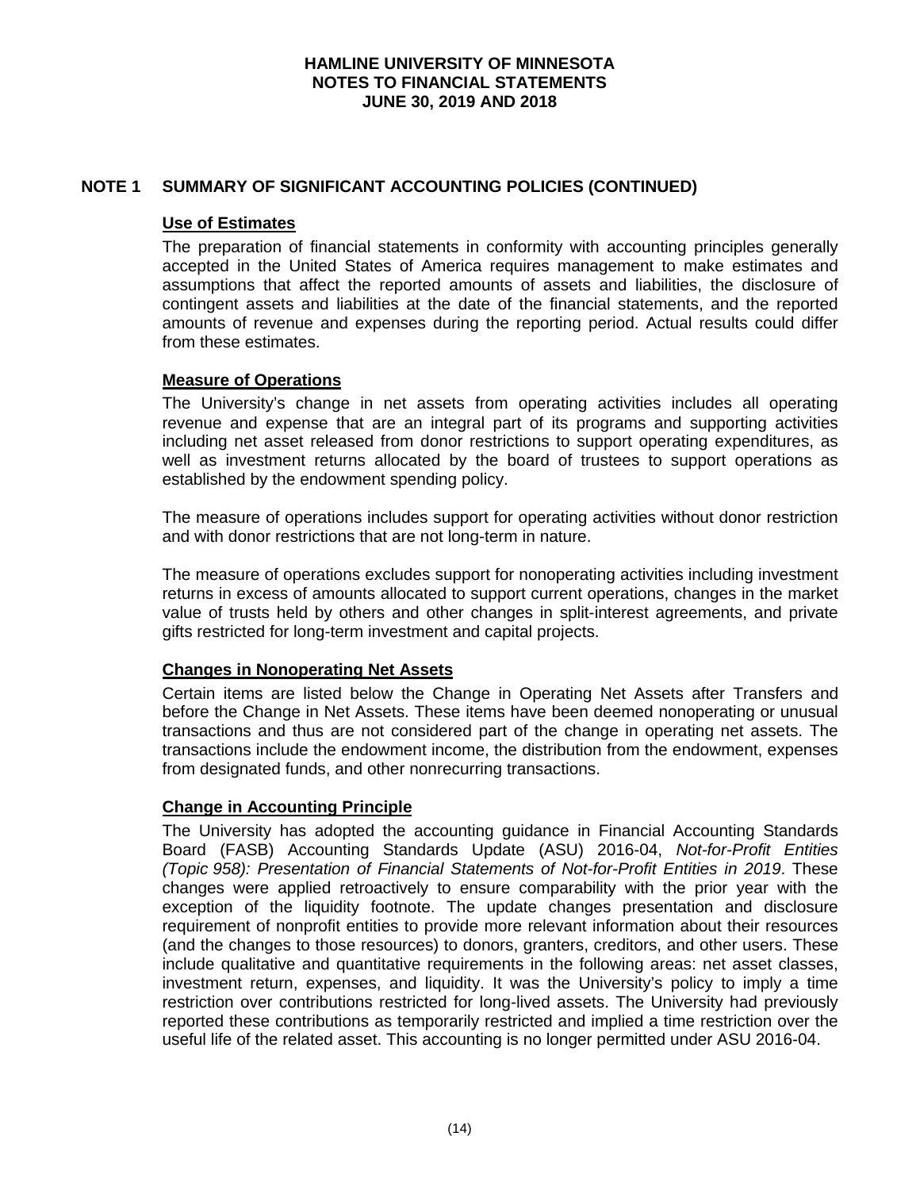## NOTE 1 SUMMARY OF SIGNIFICANT ACCOUNTING POLICIES (CONTINUED)

### Use of Estimates

The preparation of financial statements in conformity with accounting principles generally accepted in the United States of America requires management to make estimates and assumptions that affect the reported amounts of assets and liabilities, the disclosure of contingent assets and liabilities at the date of the financial statements, and the reported amounts of revenue and expenses during the reporting period. Actual results could differ from these estimates.

### Measure of Operations

The University's change in net assets from operating activities includes all operating revenue and expense that are an integral part of its programs and supporting activities including net asset released from donor restrictions to support operating expenditures, as well as investment returns allocated by the board of trustees to support operations as established by the endowment spending policy.

The measure of operations includes support for operating activities without donor restriction and with donor restrictions that are not long-term in nature.

The measure of operations excludes support for nonoperating activities including investment returns in excess of amounts allocated to support current operations, changes in the market value of trusts held by others and other changes in split-interest agreements, and private gifts restricted for long-term investment and capital projects.

### Changes in Nonoperating Net Assets

Certain items are listed below the Change in Operating Net Assets after Transfers and before the Change in Net Assets. These items have been deemed nonoperating or unusual transactions and thus are not considered part of the change in operating net assets. The transactions include the endowment income, the distribution from the endowment, expenses from designated funds, and other nonrecurring transactions.

### Change in Accounting Principle

The University has adopted the accounting guidance in Financial Accounting Standards Board (FASB) Accounting Standards Update (ASU) 2016-04, *Not-for-Profit Entities (Topic 958): Presentation of Financial Statements of Not-for-Profit Entities in 2019*. These changes were applied retroactively to ensure comparability with the prior year with the exception of the liquidity footnote. The update changes presentation and disclosure requirement of nonprofit entities to provide more relevant information about their resources (and the changes to those resources) to donors, granters, creditors, and other users. These include qualitative and quantitative requirements in the following areas: net asset classes, investment return, expenses, and liquidity. It was the University's policy to imply a time restriction over contributions restricted for long-lived assets. The University had previously reported these contributions as temporarily restricted and implied a time restriction over the useful life of the related asset. This accounting is no longer permitted under ASU 2016-04.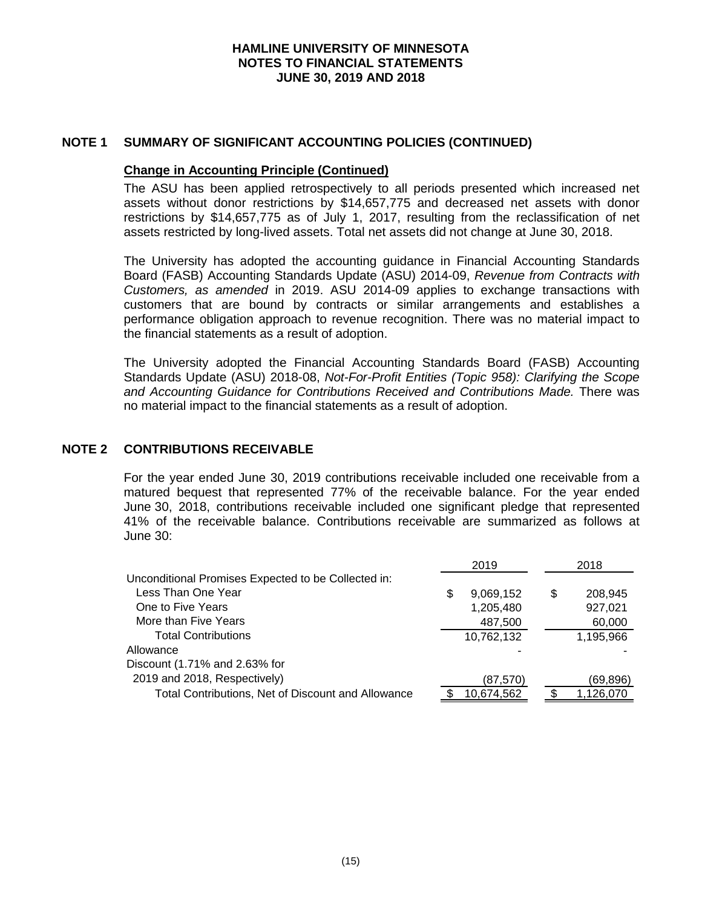## NOTE 1 SUMMARY OF SIGNIFICANT ACCOUNTING POLICIES (CONTINUED)

### Change in Accounting Principle (Continued)

The ASU has been applied retrospectively to all periods presented which increased net assets without donor restrictions by $14,657,775 and decreased net assets with donor restrictions by $14,657,775 as of July 1, 2017, resulting from the reclassification of net assets restricted by long-lived assets. Total net assets did not change at June 30, 2018.

The University has adopted the accounting guidance in Financial Accounting Standards Board (FASB) Accounting Standards Update (ASU) 2014-09, *Revenue from Contracts with Customers, as amended* in 2019. ASU 2014-09 applies to exchange transactions with customers that are bound by contracts or similar arrangements and establishes a performance obligation approach to revenue recognition. There was no material impact to the financial statements as a result of adoption.

The University adopted the Financial Accounting Standards Board (FASB) Accounting Standards Update (ASU) 2018-08, *Not-For-Profit Entities (Topic 958): Clarifying the Scope and Accounting Guidance for Contributions Received and Contributions Made.* There was no material impact to the financial statements as a result of adoption.

## NOTE 2 CONTRIBUTIONS RECEIVABLE

For the year ended June 30, 2019 contributions receivable included one receivable from a matured bequest that represented 77% of the receivable balance. For the year ended June 30, 2018, contributions receivable included one significant pledge that represented 41% of the receivable balance. Contributions receivable are summarized as follows at June 30:

| | 2019 | 2018 |
|---|---|---|
| Unconditional Promises Expected to be Collected in: | | |
| Less Than One Year | $ 9,069,152 | $ 208,945 |
| One to Five Years | 1,205,480 | 927,021 |
| More than Five Years | 487,500 | 60,000 |
| Total Contributions | 10,762,132 | 1,195,966 |
| Allowance | - | - |
| Discount (1.71% and 2.63% for 2019 and 2018, Respectively) | (87,570) | (69,896) |
| Total Contributions, Net of Discount and Allowance | $ 10,674,562 | $ 1,126,070 |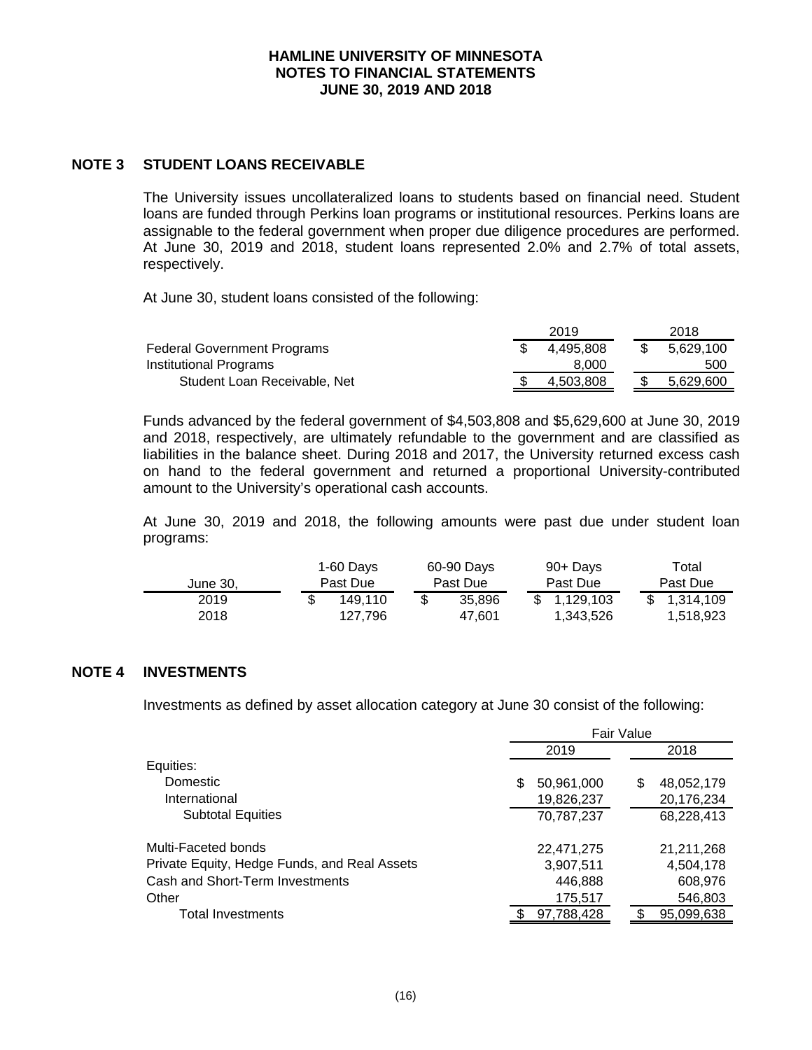## NOTE 3 STUDENT LOANS RECEIVABLE

The University issues uncollateralized loans to students based on financial need. Student loans are funded through Perkins loan programs or institutional resources. Perkins loans are assignable to the federal government when proper due diligence procedures are performed. At June 30, 2019 and 2018, student loans represented 2.0% and 2.7% of total assets, respectively.

At June 30, student loans consisted of the following:

| | 2019 | 2018 |
|---|---|---|
| Federal Government Programs | $ 4,495,808 | $ 5,629,100 |
| Institutional Programs | 8,000 | 500 |
| Student Loan Receivable, Net | $ 4,503,808 | $ 5,629,600 |

Funds advanced by the federal government of $4,503,808 and $5,629,600 at June 30, 2019 and 2018, respectively, are ultimately refundable to the government and are classified as liabilities in the balance sheet. During 2018 and 2017, the University returned excess cash on hand to the federal government and returned a proportional University-contributed amount to the University's operational cash accounts.

At June 30, 2019 and 2018, the following amounts were past due under student loan programs:

| June 30, | 1-60 Days Past Due | 60-90 Days Past Due | 90+ Days Past Due | Total Past Due |
|---|---|---|---|---|
| 2019 | $ 149,110 | $ 35,896 | $ 1,129,103 | $ 1,314,109 |
| 2018 | 127,796 | 47,601 | 1,343,526 | 1,518,923 |

## NOTE 4 INVESTMENTS

Investments as defined by asset allocation category at June 30 consist of the following:

| | Fair Value | |
|---|---|---|
| | 2019 | 2018 |
| Equities: | | |
| Domestic | $ 50,961,000 | $ 48,052,179 |
| International | 19,826,237 | 20,176,234 |
| Subtotal Equities | 70,787,237 | 68,228,413 |
| Multi-Faceted bonds | 22,471,275 | 21,211,268 |
| Private Equity, Hedge Funds, and Real Assets | 3,907,511 | 4,504,178 |
| Cash and Short-Term Investments | 446,888 | 608,976 |
| Other | 175,517 | 546,803 |
| Total Investments | $ 97,788,428 | $ 95,099,638 |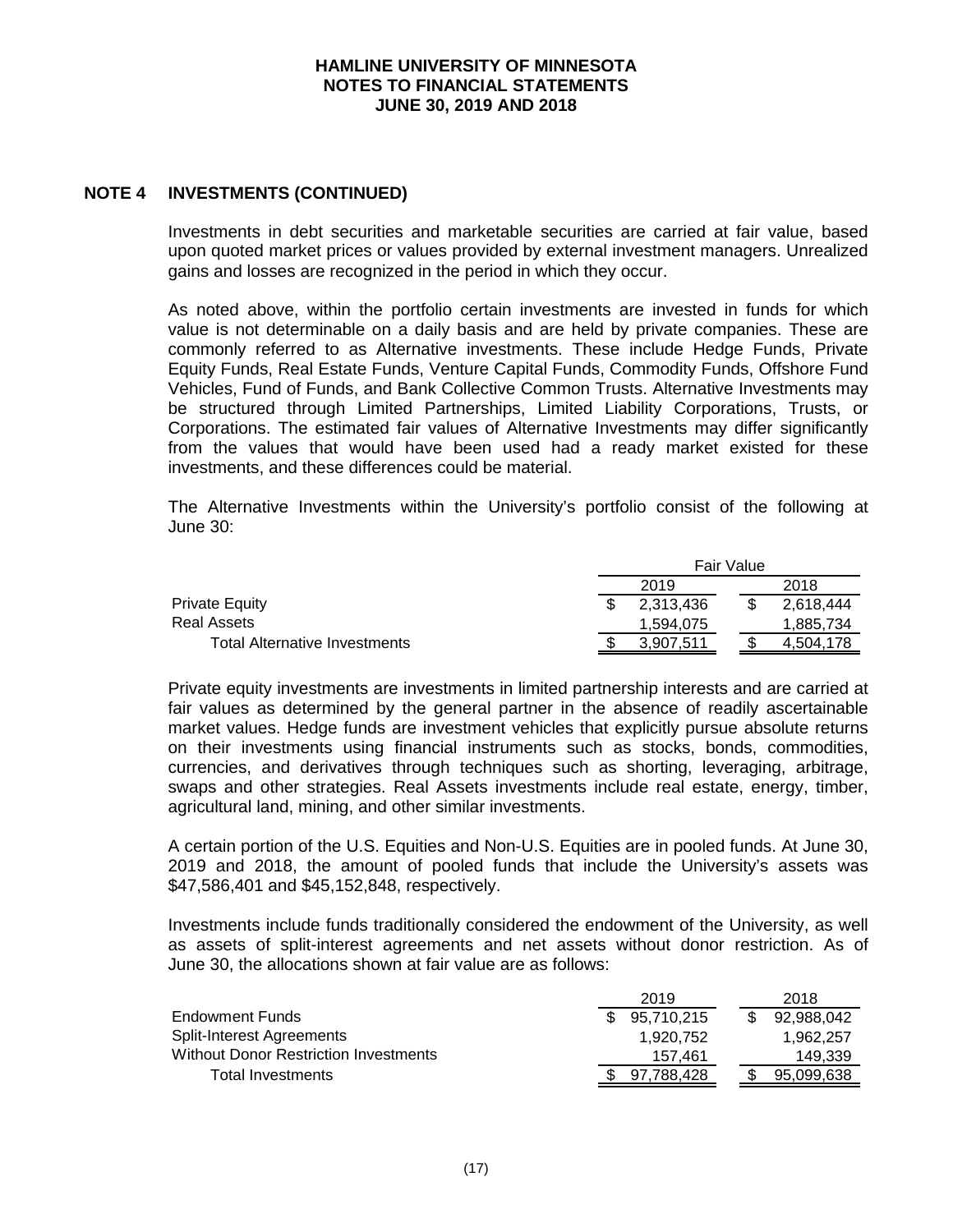## NOTE 4 INVESTMENTS (CONTINUED)

Investments in debt securities and marketable securities are carried at fair value, based upon quoted market prices or values provided by external investment managers. Unrealized gains and losses are recognized in the period in which they occur.

As noted above, within the portfolio certain investments are invested in funds for which value is not determinable on a daily basis and are held by private companies. These are commonly referred to as Alternative investments. These include Hedge Funds, Private Equity Funds, Real Estate Funds, Venture Capital Funds, Commodity Funds, Offshore Fund Vehicles, Fund of Funds, and Bank Collective Common Trusts. Alternative Investments may be structured through Limited Partnerships, Limited Liability Corporations, Trusts, or Corporations. The estimated fair values of Alternative Investments may differ significantly from the values that would have been used had a ready market existed for these investments, and these differences could be material.

The Alternative Investments within the University's portfolio consist of the following at June 30:

| | Fair Value | |
|---|---|---|
| | 2019 | 2018 |
| Private Equity | $ 2,313,436 | $ 2,618,444 |
| Real Assets | 1,594,075 | 1,885,734 |
| Total Alternative Investments | $ 3,907,511 | $ 4,504,178 |

Private equity investments are investments in limited partnership interests and are carried at fair values as determined by the general partner in the absence of readily ascertainable market values. Hedge funds are investment vehicles that explicitly pursue absolute returns on their investments using financial instruments such as stocks, bonds, commodities, currencies, and derivatives through techniques such as shorting, leveraging, arbitrage, swaps and other strategies. Real Assets investments include real estate, energy, timber, agricultural land, mining, and other similar investments.

A certain portion of the U.S. Equities and Non-U.S. Equities are in pooled funds. At June 30, 2019 and 2018, the amount of pooled funds that include the University's assets was $47,586,401 and $45,152,848, respectively.

Investments include funds traditionally considered the endowment of the University, as well as assets of split-interest agreements and net assets without donor restriction. As of June 30, the allocations shown at fair value are as follows:

| | 2019 | 2018 |
|---|---|---|
| Endowment Funds | $ 95,710,215 | $ 92,988,042 |
| Split-Interest Agreements | 1,920,752 | 1,962,257 |
| Without Donor Restriction Investments | 157,461 | 149,339 |
| Total Investments | $ 97,788,428 | $ 95,099,638 |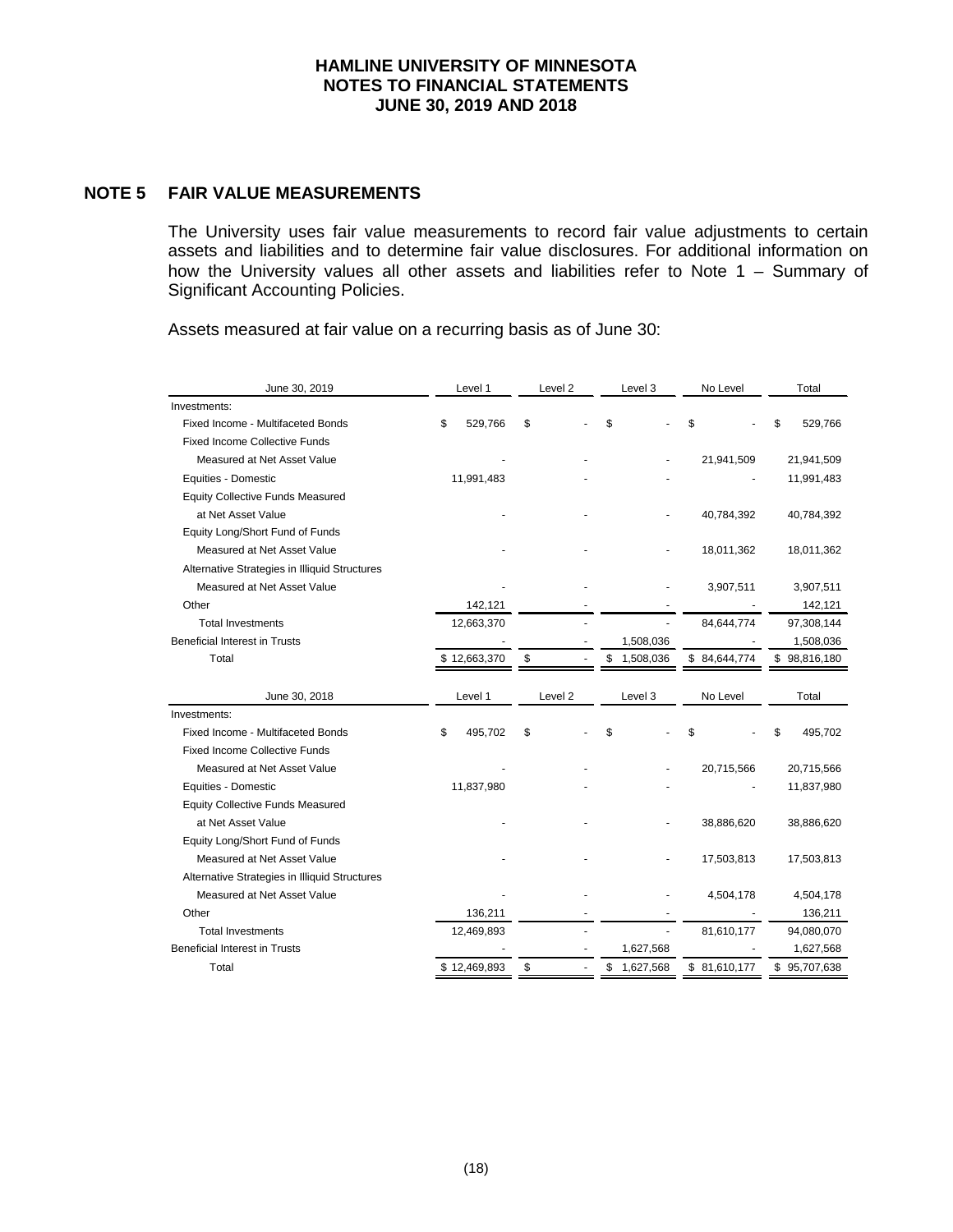## NOTE 5 FAIR VALUE MEASUREMENTS

The University uses fair value measurements to record fair value adjustments to certain assets and liabilities and to determine fair value disclosures. For additional information on how the University values all other assets and liabilities refer to Note 1 – Summary of Significant Accounting Policies.

Assets measured at fair value on a recurring basis as of June 30:

| June 30, 2019 | Level 1 | Level 2 | Level 3 | No Level | Total |
|---|---|---|---|---|---|
| Investments: | | | | | |
| Fixed Income - Multifaceted Bonds | $ 529,766 | $ - | $ - | $ - | $ 529,766 |
| Fixed Income Collective Funds | | | | | |
| Measured at Net Asset Value | - | - | - | 21,941,509 | 21,941,509 |
| Equities - Domestic | 11,991,483 | - | - | - | 11,991,483 |
| Equity Collective Funds Measured | | | | | |
| at Net Asset Value | - | - | - | 40,784,392 | 40,784,392 |
| Equity Long/Short Fund of Funds | | | | | |
| Measured at Net Asset Value | - | - | - | 18,011,362 | 18,011,362 |
| Alternative Strategies in Illiquid Structures | | | | | |
| Measured at Net Asset Value | - | - | - | 3,907,511 | 3,907,511 |
| Other | 142,121 | - | - | - | 142,121 |
| Total Investments | 12,663,370 | - | - | 84,644,774 | 97,308,144 |
| Beneficial Interest in Trusts | - | - | 1,508,036 | - | 1,508,036 |
| Total | $ 12,663,370 | $ - | $ 1,508,036 | $ 84,644,774 | $ 98,816,180 |

| June 30, 2018 | Level 1 | Level 2 | Level 3 | No Level | Total |
|---|---|---|---|---|---|
| Investments: | | | | | |
| Fixed Income - Multifaceted Bonds | $ 495,702 | $ - | $ - | $ - | $ 495,702 |
| Fixed Income Collective Funds | | | | | |
| Measured at Net Asset Value | - | - | - | 20,715,566 | 20,715,566 |
| Equities - Domestic | 11,837,980 | - | - | - | 11,837,980 |
| Equity Collective Funds Measured | | | | | |
| at Net Asset Value | - | - | - | 38,886,620 | 38,886,620 |
| Equity Long/Short Fund of Funds | | | | | |
| Measured at Net Asset Value | - | - | - | 17,503,813 | 17,503,813 |
| Alternative Strategies in Illiquid Structures | | | | | |
| Measured at Net Asset Value | - | - | - | 4,504,178 | 4,504,178 |
| Other | 136,211 | - | - | - | 136,211 |
| Total Investments | 12,469,893 | - | - | 81,610,177 | 94,080,070 |
| Beneficial Interest in Trusts | - | - | 1,627,568 | - | 1,627,568 |
| Total | $ 12,469,893 | $ - | $ 1,627,568 | $ 81,610,177 | $ 95,707,638 |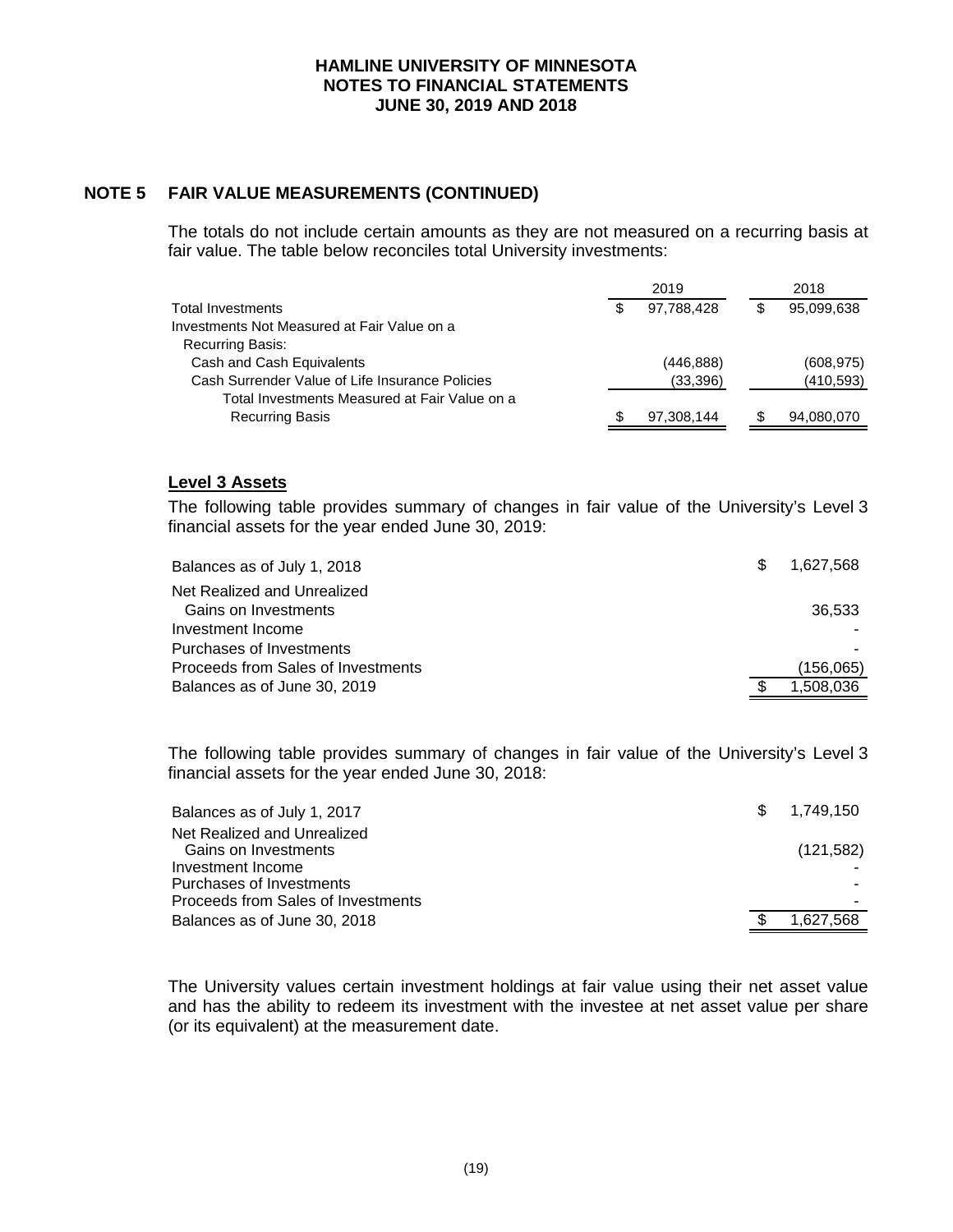## NOTE 5 FAIR VALUE MEASUREMENTS (CONTINUED)

The totals do not include certain amounts as they are not measured on a recurring basis at fair value. The table below reconciles total University investments:

| | 2019 | 2018 |
|---|---|---|
| Total Investments | $ 97,788,428 | $ 95,099,638 |
| Investments Not Measured at Fair Value on a Recurring Basis: | | |
| Cash and Cash Equivalents | (446,888) | (608,975) |
| Cash Surrender Value of Life Insurance Policies | (33,396) | (410,593) |
| Total Investments Measured at Fair Value on a Recurring Basis | $ 97,308,144 | $ 94,080,070 |

### Level 3 Assets

The following table provides summary of changes in fair value of the University's Level 3 financial assets for the year ended June 30, 2019:

| | |
|---|---|
| Balances as of July 1, 2018 | $ 1,627,568 |
| Net Realized and Unrealized Gains on Investments | 36,533 |
| Investment Income | - |
| Purchases of Investments | - |
| Proceeds from Sales of Investments | (156,065) |
| Balances as of June 30, 2019 | $ 1,508,036 |

The following table provides summary of changes in fair value of the University's Level 3 financial assets for the year ended June 30, 2018:

| | |
|---|---|
| Balances as of July 1, 2017 | $ 1,749,150 |
| Net Realized and Unrealized Gains on Investments | (121,582) |
| Investment Income | - |
| Purchases of Investments | - |
| Proceeds from Sales of Investments | - |
| Balances as of June 30, 2018 | $ 1,627,568 |

The University values certain investment holdings at fair value using their net asset value and has the ability to redeem its investment with the investee at net asset value per share (or its equivalent) at the measurement date.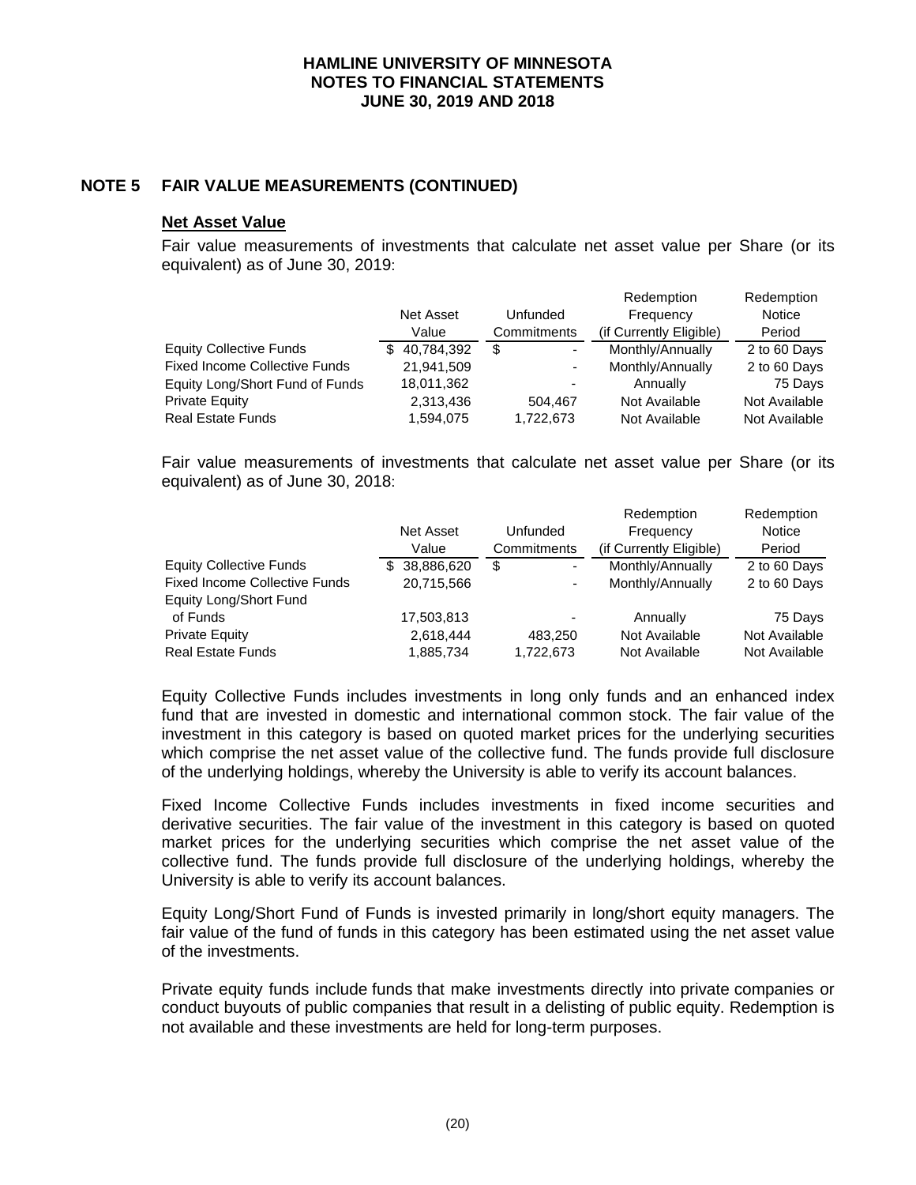## NOTE 5 FAIR VALUE MEASUREMENTS (CONTINUED)

### Net Asset Value

Fair value measurements of investments that calculate net asset value per Share (or its equivalent) as of June 30, 2019:

| | Net Asset Value | Unfunded Commitments | Redemption Frequency (if Currently Eligible) | Redemption Notice Period |
|---|---|---|---|---|
| Equity Collective Funds | $ 40,784,392 | $ - | Monthly/Annually | 2 to 60 Days |
| Fixed Income Collective Funds | 21,941,509 | - | Monthly/Annually | 2 to 60 Days |
| Equity Long/Short Fund of Funds | 18,011,362 | - | Annually | 75 Days |
| Private Equity | 2,313,436 | 504,467 | Not Available | Not Available |
| Real Estate Funds | 1,594,075 | 1,722,673 | Not Available | Not Available |

Fair value measurements of investments that calculate net asset value per Share (or its equivalent) as of June 30, 2018:

| | Net Asset Value | Unfunded Commitments | Redemption Frequency (if Currently Eligible) | Redemption Notice Period |
|---|---|---|---|---|
| Equity Collective Funds | $ 38,886,620 | $ - | Monthly/Annually | 2 to 60 Days |
| Fixed Income Collective Funds | 20,715,566 | - | Monthly/Annually | 2 to 60 Days |
| Equity Long/Short Fund of Funds | 17,503,813 | - | Annually | 75 Days |
| Private Equity | 2,618,444 | 483,250 | Not Available | Not Available |
| Real Estate Funds | 1,885,734 | 1,722,673 | Not Available | Not Available |

Equity Collective Funds includes investments in long only funds and an enhanced index fund that are invested in domestic and international common stock. The fair value of the investment in this category is based on quoted market prices for the underlying securities which comprise the net asset value of the collective fund. The funds provide full disclosure of the underlying holdings, whereby the University is able to verify its account balances.

Fixed Income Collective Funds includes investments in fixed income securities and derivative securities. The fair value of the investment in this category is based on quoted market prices for the underlying securities which comprise the net asset value of the collective fund. The funds provide full disclosure of the underlying holdings, whereby the University is able to verify its account balances.

Equity Long/Short Fund of Funds is invested primarily in long/short equity managers. The fair value of the fund of funds in this category has been estimated using the net asset value of the investments.

Private equity funds include funds that make investments directly into private companies or conduct buyouts of public companies that result in a delisting of public equity. Redemption is not available and these investments are held for long-term purposes.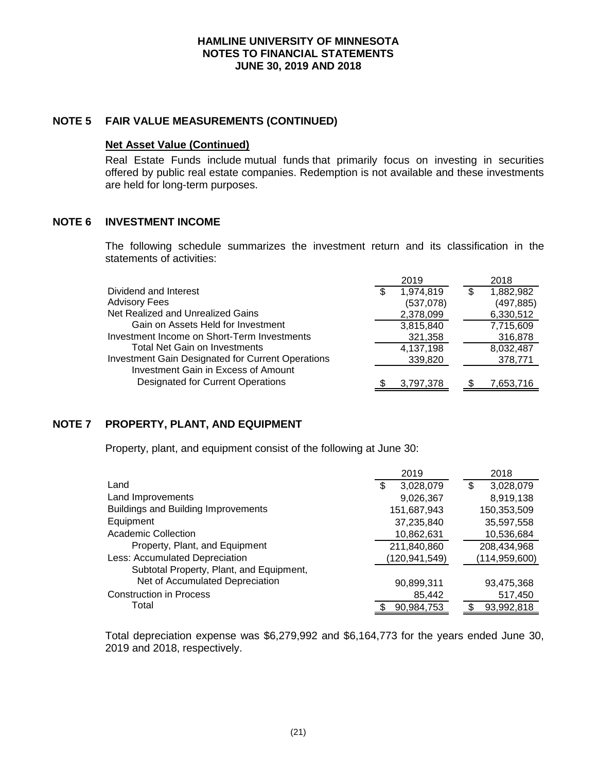## NOTE 5 FAIR VALUE MEASUREMENTS (CONTINUED)

**Net Asset Value (Continued)**

Real Estate Funds include mutual funds that primarily focus on investing in securities offered by public real estate companies. Redemption is not available and these investments are held for long-term purposes.

## NOTE 6 INVESTMENT INCOME

The following schedule summarizes the investment return and its classification in the statements of activities:

| | 2019 | 2018 |
|---|---|---|
| Dividend and Interest | $ 1,974,819 | $ 1,882,982 |
| Advisory Fees | (537,078) | (497,885) |
| Net Realized and Unrealized Gains | 2,378,099 | 6,330,512 |
| Gain on Assets Held for Investment | 3,815,840 | 7,715,609 |
| Investment Income on Short-Term Investments | 321,358 | 316,878 |
| Total Net Gain on Investments | 4,137,198 | 8,032,487 |
| Investment Gain Designated for Current Operations | 339,820 | 378,771 |
| Investment Gain in Excess of Amount Designated for Current Operations | $ 3,797,378 | $ 7,653,716 |

## NOTE 7 PROPERTY, PLANT, AND EQUIPMENT

Property, plant, and equipment consist of the following at June 30:

| | 2019 | 2018 |
|---|---|---|
| Land | $ 3,028,079 | $ 3,028,079 |
| Land Improvements | 9,026,367 | 8,919,138 |
| Buildings and Building Improvements | 151,687,943 | 150,353,509 |
| Equipment | 37,235,840 | 35,597,558 |
| Academic Collection | 10,862,631 | 10,536,684 |
| Property, Plant, and Equipment | 211,840,860 | 208,434,968 |
| Less: Accumulated Depreciation | (120,941,549) | (114,959,600) |
| Subtotal Property, Plant, and Equipment, Net of Accumulated Depreciation | 90,899,311 | 93,475,368 |
| Construction in Process | 85,442 | 517,450 |
| Total | $ 90,984,753 | $ 93,992,818 |

Total depreciation expense was $6,279,992 and $6,164,773 for the years ended June 30, 2019 and 2018, respectively.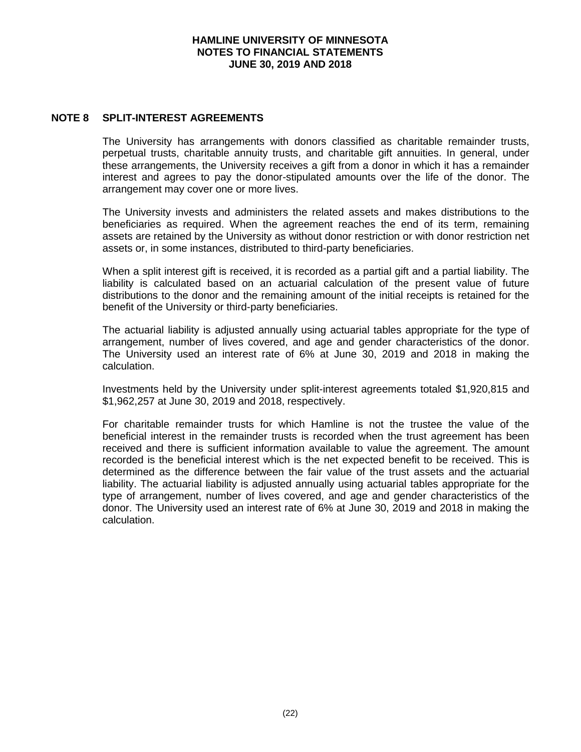## NOTE 8 SPLIT-INTEREST AGREEMENTS

The University has arrangements with donors classified as charitable remainder trusts, perpetual trusts, charitable annuity trusts, and charitable gift annuities. In general, under these arrangements, the University receives a gift from a donor in which it has a remainder interest and agrees to pay the donor-stipulated amounts over the life of the donor. The arrangement may cover one or more lives.

The University invests and administers the related assets and makes distributions to the beneficiaries as required. When the agreement reaches the end of its term, remaining assets are retained by the University as without donor restriction or with donor restriction net assets or, in some instances, distributed to third-party beneficiaries.

When a split interest gift is received, it is recorded as a partial gift and a partial liability. The liability is calculated based on an actuarial calculation of the present value of future distributions to the donor and the remaining amount of the initial receipts is retained for the benefit of the University or third-party beneficiaries.

The actuarial liability is adjusted annually using actuarial tables appropriate for the type of arrangement, number of lives covered, and age and gender characteristics of the donor. The University used an interest rate of 6% at June 30, 2019 and 2018 in making the calculation.

Investments held by the University under split-interest agreements totaled $1,920,815 and $1,962,257 at June 30, 2019 and 2018, respectively.

For charitable remainder trusts for which Hamline is not the trustee the value of the beneficial interest in the remainder trusts is recorded when the trust agreement has been received and there is sufficient information available to value the agreement. The amount recorded is the beneficial interest which is the net expected benefit to be received. This is determined as the difference between the fair value of the trust assets and the actuarial liability. The actuarial liability is adjusted annually using actuarial tables appropriate for the type of arrangement, number of lives covered, and age and gender characteristics of the donor. The University used an interest rate of 6% at June 30, 2019 and 2018 in making the calculation.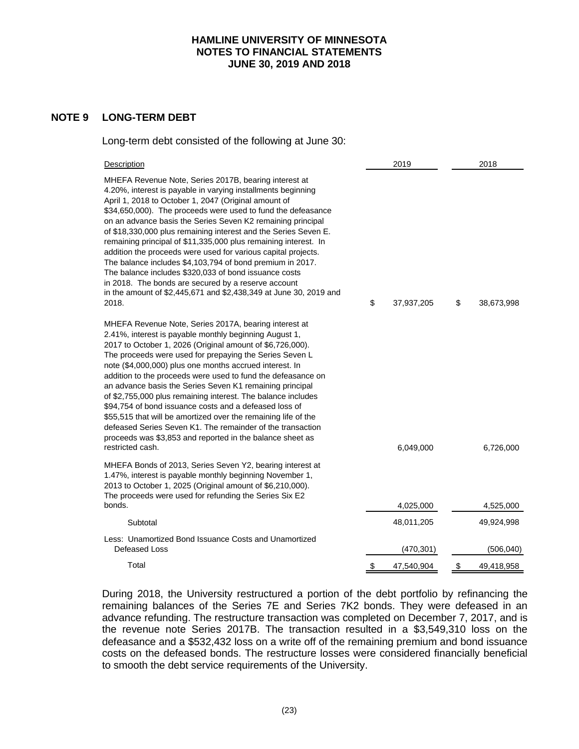## NOTE 9 LONG-TERM DEBT

Long-term debt consisted of the following at June 30:

| Description | 2019 | 2018 |
|---|---|---|
| MHEFA Revenue Note, Series 2017B, bearing interest at 4.20%, interest is payable in varying installments beginning April 1, 2018 to October 1, 2047 (Original amount of $34,650,000). The proceeds were used to fund the defeasance on an advance basis the Series Seven K2 remaining principal of $18,330,000 plus remaining interest and the Series Seven E. remaining principal of $11,335,000 plus remaining interest. In addition the proceeds were used for various capital projects. The balance includes $4,103,794 of bond premium in 2017. The balance includes $320,033 of bond issuance costs in 2018. The bonds are secured by a reserve account in the amount of $2,445,671 and $2,438,349 at June 30, 2019 and 2018. | $ 37,937,205 | $ 38,673,998 |
| MHEFA Revenue Note, Series 2017A, bearing interest at 2.41%, interest is payable monthly beginning August 1, 2017 to October 1, 2026 (Original amount of $6,726,000). The proceeds were used for prepaying the Series Seven L note ($4,000,000) plus one months accrued interest. In addition to the proceeds were used to fund the defeasance on an advance basis the Series Seven K1 remaining principal of $2,755,000 plus remaining interest. The balance includes $94,754 of bond issuance costs and a defeased loss of $55,515 that will be amortized over the remaining life of the defeased Series Seven K1. The remainder of the transaction proceeds was $3,853 and reported in the balance sheet as restricted cash. | 6,049,000 | 6,726,000 |
| MHEFA Bonds of 2013, Series Seven Y2, bearing interest at 1.47%, interest is payable monthly beginning November 1, 2013 to October 1, 2025 (Original amount of $6,210,000). The proceeds were used for refunding the Series Six E2 bonds. | 4,025,000 | 4,525,000 |
| Subtotal | 48,011,205 | 49,924,998 |
| Less: Unamortized Bond Issuance Costs and Unamortized Defeased Loss | (470,301) | (506,040) |
| Total | $ 47,540,904 | $ 49,418,958 |

During 2018, the University restructured a portion of the debt portfolio by refinancing the remaining balances of the Series 7E and Series 7K2 bonds. They were defeased in an advance refunding. The restructure transaction was completed on December 7, 2017, and is the revenue note Series 2017B. The transaction resulted in a $3,549,310 loss on the defeasance and a $532,432 loss on a write off of the remaining premium and bond issuance costs on the defeased bonds. The restructure losses were considered financially beneficial to smooth the debt service requirements of the University.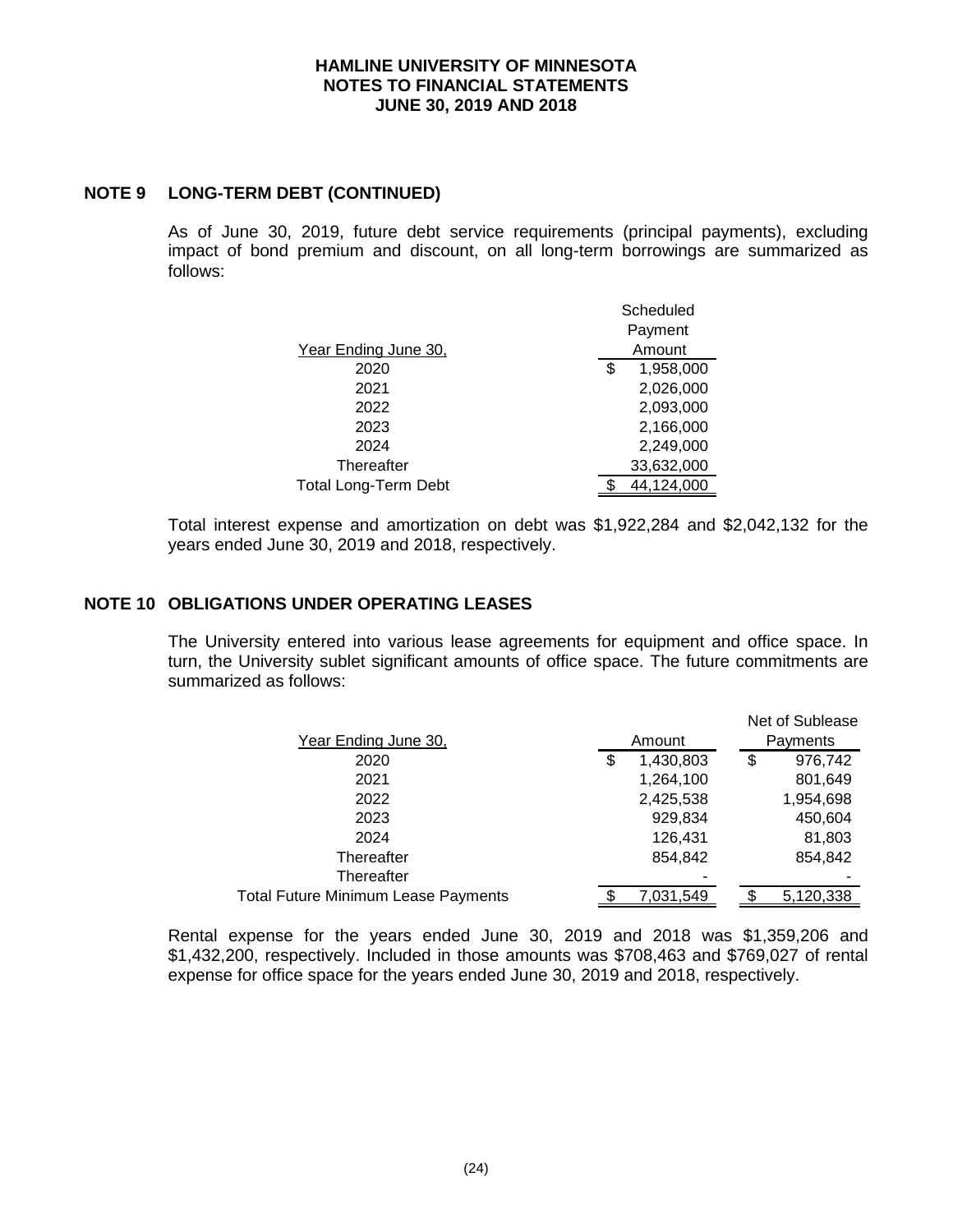## NOTE 9 LONG-TERM DEBT (CONTINUED)

As of June 30, 2019, future debt service requirements (principal payments), excluding impact of bond premium and discount, on all long-term borrowings are summarized as follows:

| Year Ending June 30, | Scheduled Payment Amount |
|---|---|
| 2020 | $ 1,958,000 |
| 2021 | 2,026,000 |
| 2022 | 2,093,000 |
| 2023 | 2,166,000 |
| 2024 | 2,249,000 |
| Thereafter | 33,632,000 |
| Total Long-Term Debt | $ 44,124,000 |

Total interest expense and amortization on debt was $1,922,284 and $2,042,132 for the years ended June 30, 2019 and 2018, respectively.

## NOTE 10 OBLIGATIONS UNDER OPERATING LEASES

The University entered into various lease agreements for equipment and office space. In turn, the University sublet significant amounts of office space. The future commitments are summarized as follows:

| Year Ending June 30, | Amount | Net of Sublease Payments |
|---|---|---|
| 2020 | $ 1,430,803 | $ 976,742 |
| 2021 | 1,264,100 | 801,649 |
| 2022 | 2,425,538 | 1,954,698 |
| 2023 | 929,834 | 450,604 |
| 2024 | 126,431 | 81,803 |
| Thereafter | 854,842 | 854,842 |
| Thereafter | - | - |
| Total Future Minimum Lease Payments | $ 7,031,549 | $ 5,120,338 |

Rental expense for the years ended June 30, 2019 and 2018 was $1,359,206 and $1,432,200, respectively. Included in those amounts was $708,463 and $769,027 of rental expense for office space for the years ended June 30, 2019 and 2018, respectively.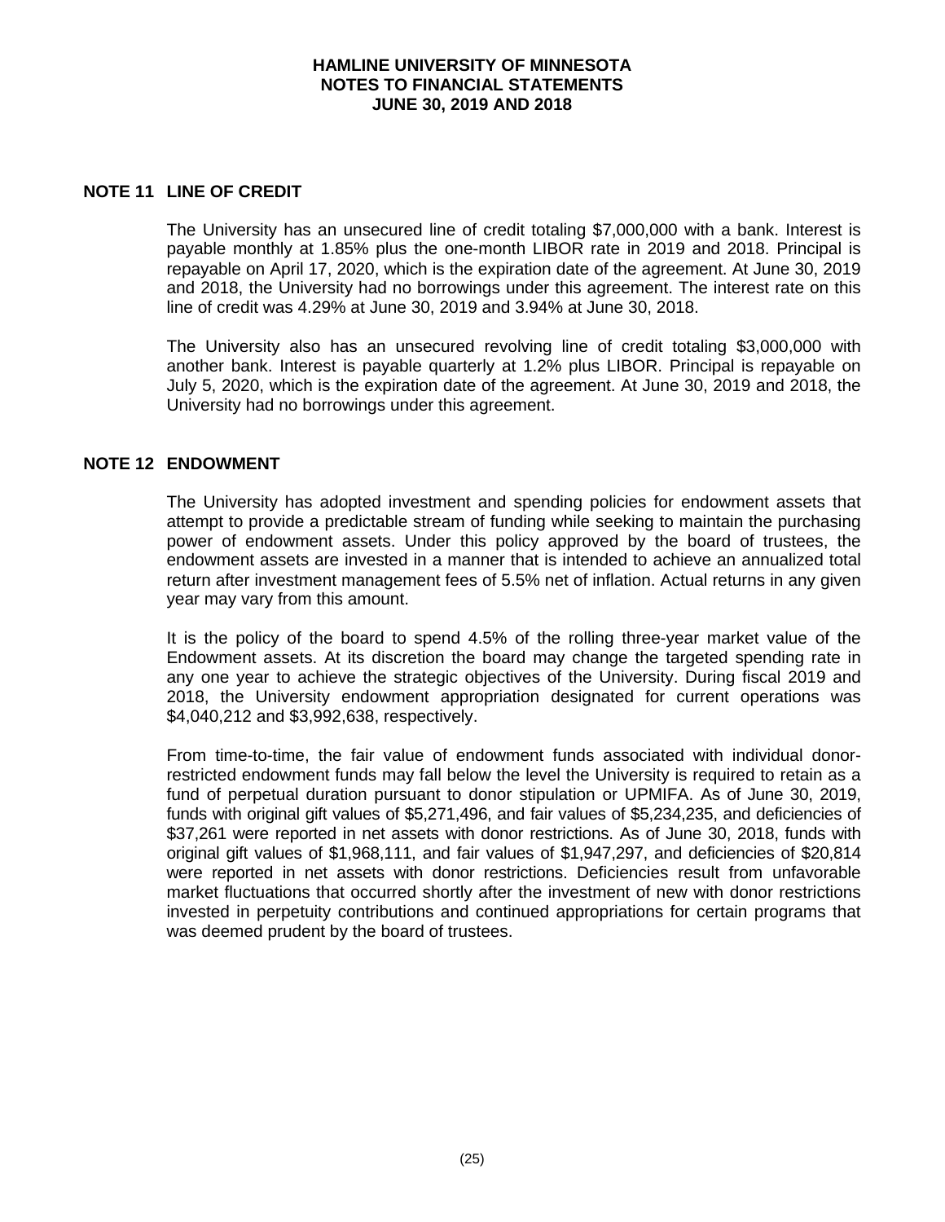## NOTE 11 LINE OF CREDIT

The University has an unsecured line of credit totaling $7,000,000 with a bank. Interest is payable monthly at 1.85% plus the one-month LIBOR rate in 2019 and 2018. Principal is repayable on April 17, 2020, which is the expiration date of the agreement. At June 30, 2019 and 2018, the University had no borrowings under this agreement. The interest rate on this line of credit was 4.29% at June 30, 2019 and 3.94% at June 30, 2018.

The University also has an unsecured revolving line of credit totaling $3,000,000 with another bank. Interest is payable quarterly at 1.2% plus LIBOR. Principal is repayable on July 5, 2020, which is the expiration date of the agreement. At June 30, 2019 and 2018, the University had no borrowings under this agreement.

## NOTE 12 ENDOWMENT

The University has adopted investment and spending policies for endowment assets that attempt to provide a predictable stream of funding while seeking to maintain the purchasing power of endowment assets. Under this policy approved by the board of trustees, the endowment assets are invested in a manner that is intended to achieve an annualized total return after investment management fees of 5.5% net of inflation. Actual returns in any given year may vary from this amount.

It is the policy of the board to spend 4.5% of the rolling three-year market value of the Endowment assets. At its discretion the board may change the targeted spending rate in any one year to achieve the strategic objectives of the University. During fiscal 2019 and 2018, the University endowment appropriation designated for current operations was $4,040,212 and $3,992,638, respectively.

From time-to-time, the fair value of endowment funds associated with individual donor-restricted endowment funds may fall below the level the University is required to retain as a fund of perpetual duration pursuant to donor stipulation or UPMIFA. As of June 30, 2019, funds with original gift values of $5,271,496, and fair values of $5,234,235, and deficiencies of $37,261 were reported in net assets with donor restrictions. As of June 30, 2018, funds with original gift values of $1,968,111, and fair values of $1,947,297, and deficiencies of $20,814 were reported in net assets with donor restrictions. Deficiencies result from unfavorable market fluctuations that occurred shortly after the investment of new with donor restrictions invested in perpetuity contributions and continued appropriations for certain programs that was deemed prudent by the board of trustees.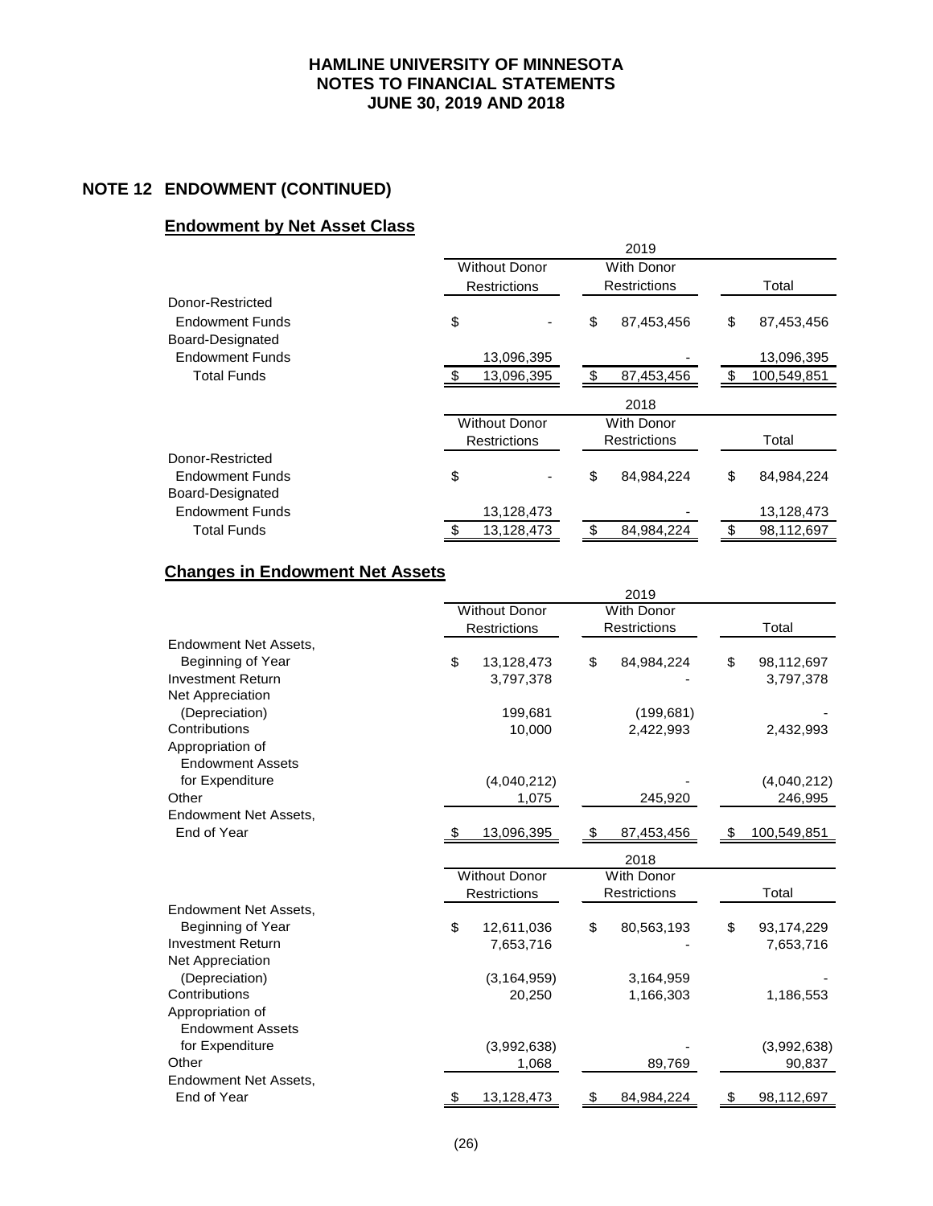## NOTE 12 ENDOWMENT (CONTINUED)

### Endowment by Net Asset Class

| | 2019 | | |
|---|---|---|---|
| | Without Donor Restrictions | With Donor Restrictions | Total |
| Donor-Restricted Endowment Funds | $ - | $ 87,453,456 | $ 87,453,456 |
| Board-Designated Endowment Funds | 13,096,395 | - | 13,096,395 |
| Total Funds | $ 13,096,395 | $ 87,453,456 | $ 100,549,851 |

| | 2018 | | |
|---|---|---|---|
| | Without Donor Restrictions | With Donor Restrictions | Total |
| Donor-Restricted Endowment Funds | $ - | $ 84,984,224 | $ 84,984,224 |
| Board-Designated Endowment Funds | 13,128,473 | - | 13,128,473 |
| Total Funds | $ 13,128,473 | $ 84,984,224 | $ 98,112,697 |

### Changes in Endowment Net Assets

| | 2019 | | |
|---|---|---|---|
| | Without Donor Restrictions | With Donor Restrictions | Total |
| Endowment Net Assets, Beginning of Year | $ 13,128,473 | $ 84,984,224 | $ 98,112,697 |
| Investment Return | 3,797,378 | - | 3,797,378 |
| Net Appreciation (Depreciation) | 199,681 | (199,681) | - |
| Contributions | 10,000 | 2,422,993 | 2,432,993 |
| Appropriation of Endowment Assets for Expenditure | (4,040,212) | - | (4,040,212) |
| Other | 1,075 | 245,920 | 246,995 |
| Endowment Net Assets, End of Year | $ 13,096,395 | $ 87,453,456 | $ 100,549,851 |

| | 2018 | | |
|---|---|---|---|
| | Without Donor Restrictions | With Donor Restrictions | Total |
| Endowment Net Assets, Beginning of Year | $ 12,611,036 | $ 80,563,193 | $ 93,174,229 |
| Investment Return | 7,653,716 | - | 7,653,716 |
| Net Appreciation (Depreciation) | (3,164,959) | 3,164,959 | - |
| Contributions | 20,250 | 1,166,303 | 1,186,553 |
| Appropriation of Endowment Assets for Expenditure | (3,992,638) | - | (3,992,638) |
| Other | 1,068 | 89,769 | 90,837 |
| Endowment Net Assets, End of Year | $ 13,128,473 | $ 84,984,224 | $ 98,112,697 |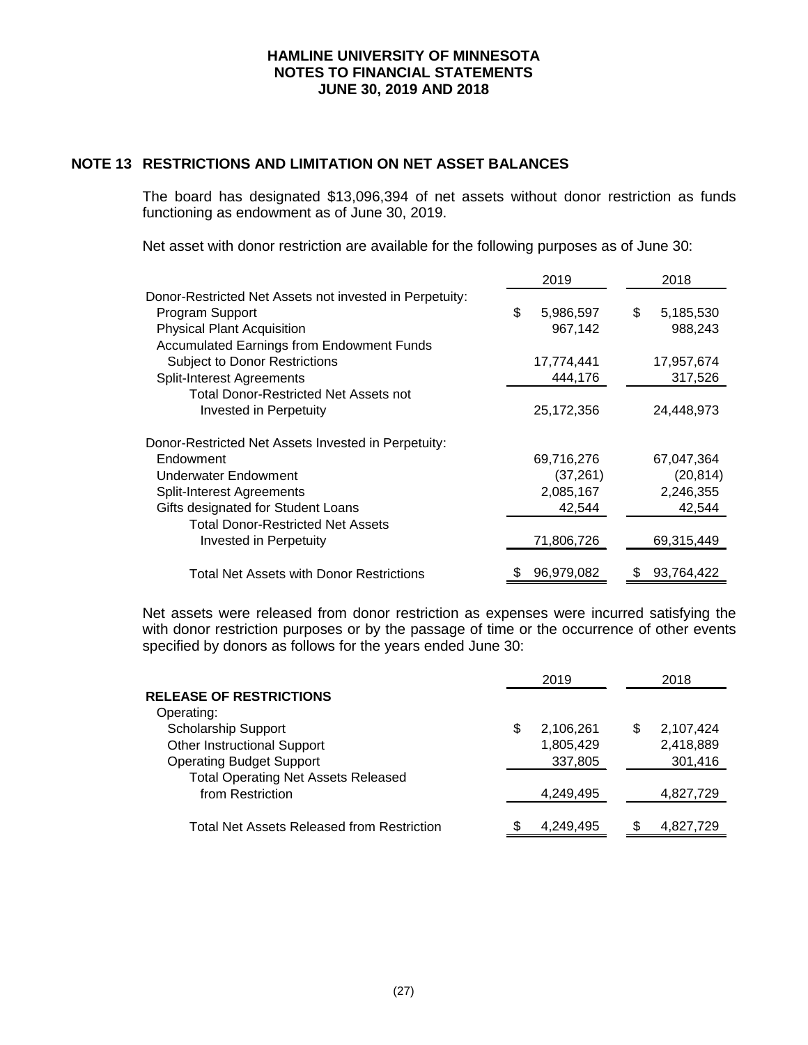## NOTE 13 RESTRICTIONS AND LIMITATION ON NET ASSET BALANCES

The board has designated $13,096,394 of net assets without donor restriction as funds functioning as endowment as of June 30, 2019.

Net asset with donor restriction are available for the following purposes as of June 30:

| | 2019 | 2018 |
|---|---|---|
| Donor-Restricted Net Assets not invested in Perpetuity: | | |
| Program Support | $ 5,986,597 | $ 5,185,530 |
| Physical Plant Acquisition | 967,142 | 988,243 |
| Accumulated Earnings from Endowment Funds Subject to Donor Restrictions | 17,774,441 | 17,957,674 |
| Split-Interest Agreements | 444,176 | 317,526 |
| Total Donor-Restricted Net Assets not Invested in Perpetuity | 25,172,356 | 24,448,973 |
| Donor-Restricted Net Assets Invested in Perpetuity: | | |
| Endowment | 69,716,276 | 67,047,364 |
| Underwater Endowment | (37,261) | (20,814) |
| Split-Interest Agreements | 2,085,167 | 2,246,355 |
| Gifts designated for Student Loans | 42,544 | 42,544 |
| Total Donor-Restricted Net Assets Invested in Perpetuity | 71,806,726 | 69,315,449 |
| Total Net Assets with Donor Restrictions | $ 96,979,082 | $ 93,764,422 |

Net assets were released from donor restriction as expenses were incurred satisfying the with donor restriction purposes or by the passage of time or the occurrence of other events specified by donors as follows for the years ended June 30:

| | 2019 | 2018 |
|---|---|---|
| **RELEASE OF RESTRICTIONS** | | |
| Operating: | | |
| Scholarship Support | $ 2,106,261 | $ 2,107,424 |
| Other Instructional Support | 1,805,429 | 2,418,889 |
| Operating Budget Support | 337,805 | 301,416 |
| Total Operating Net Assets Released from Restriction | 4,249,495 | 4,827,729 |
| Total Net Assets Released from Restriction | $ 4,249,495 | $ 4,827,729 |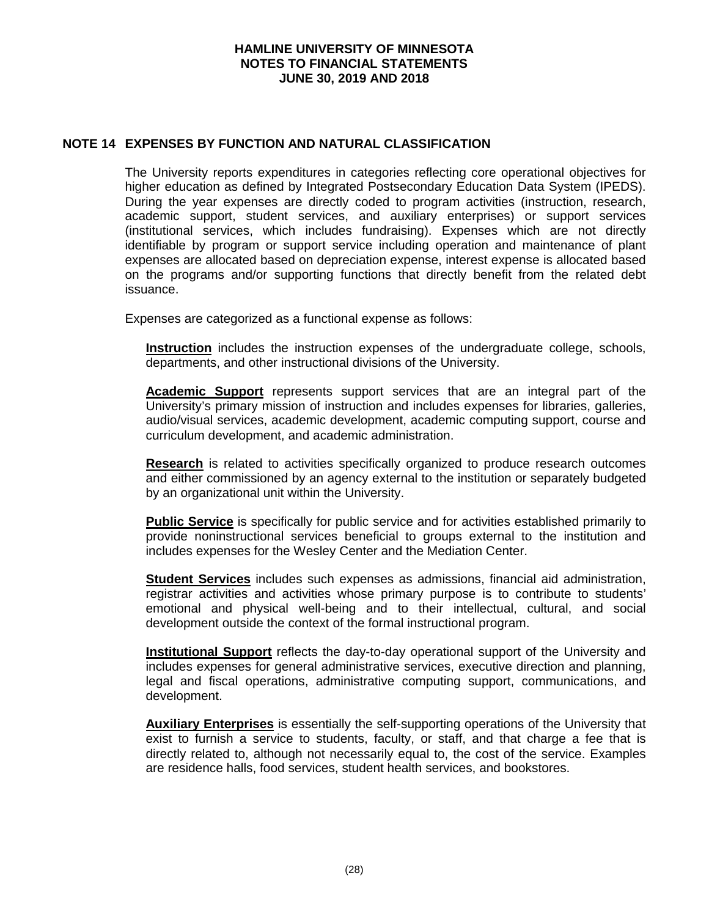## NOTE 14 EXPENSES BY FUNCTION AND NATURAL CLASSIFICATION

The University reports expenditures in categories reflecting core operational objectives for higher education as defined by Integrated Postsecondary Education Data System (IPEDS). During the year expenses are directly coded to program activities (instruction, research, academic support, student services, and auxiliary enterprises) or support services (institutional services, which includes fundraising). Expenses which are not directly identifiable by program or support service including operation and maintenance of plant expenses are allocated based on depreciation expense, interest expense is allocated based on the programs and/or supporting functions that directly benefit from the related debt issuance.

Expenses are categorized as a functional expense as follows:

**Instruction** includes the instruction expenses of the undergraduate college, schools, departments, and other instructional divisions of the University.

**Academic Support** represents support services that are an integral part of the University's primary mission of instruction and includes expenses for libraries, galleries, audio/visual services, academic development, academic computing support, course and curriculum development, and academic administration.

**Research** is related to activities specifically organized to produce research outcomes and either commissioned by an agency external to the institution or separately budgeted by an organizational unit within the University.

**Public Service** is specifically for public service and for activities established primarily to provide noninstructional services beneficial to groups external to the institution and includes expenses for the Wesley Center and the Mediation Center.

**Student Services** includes such expenses as admissions, financial aid administration, registrar activities and activities whose primary purpose is to contribute to students' emotional and physical well-being and to their intellectual, cultural, and social development outside the context of the formal instructional program.

**Institutional Support** reflects the day-to-day operational support of the University and includes expenses for general administrative services, executive direction and planning, legal and fiscal operations, administrative computing support, communications, and development.

**Auxiliary Enterprises** is essentially the self-supporting operations of the University that exist to furnish a service to students, faculty, or staff, and that charge a fee that is directly related to, although not necessarily equal to, the cost of the service. Examples are residence halls, food services, student health services, and bookstores.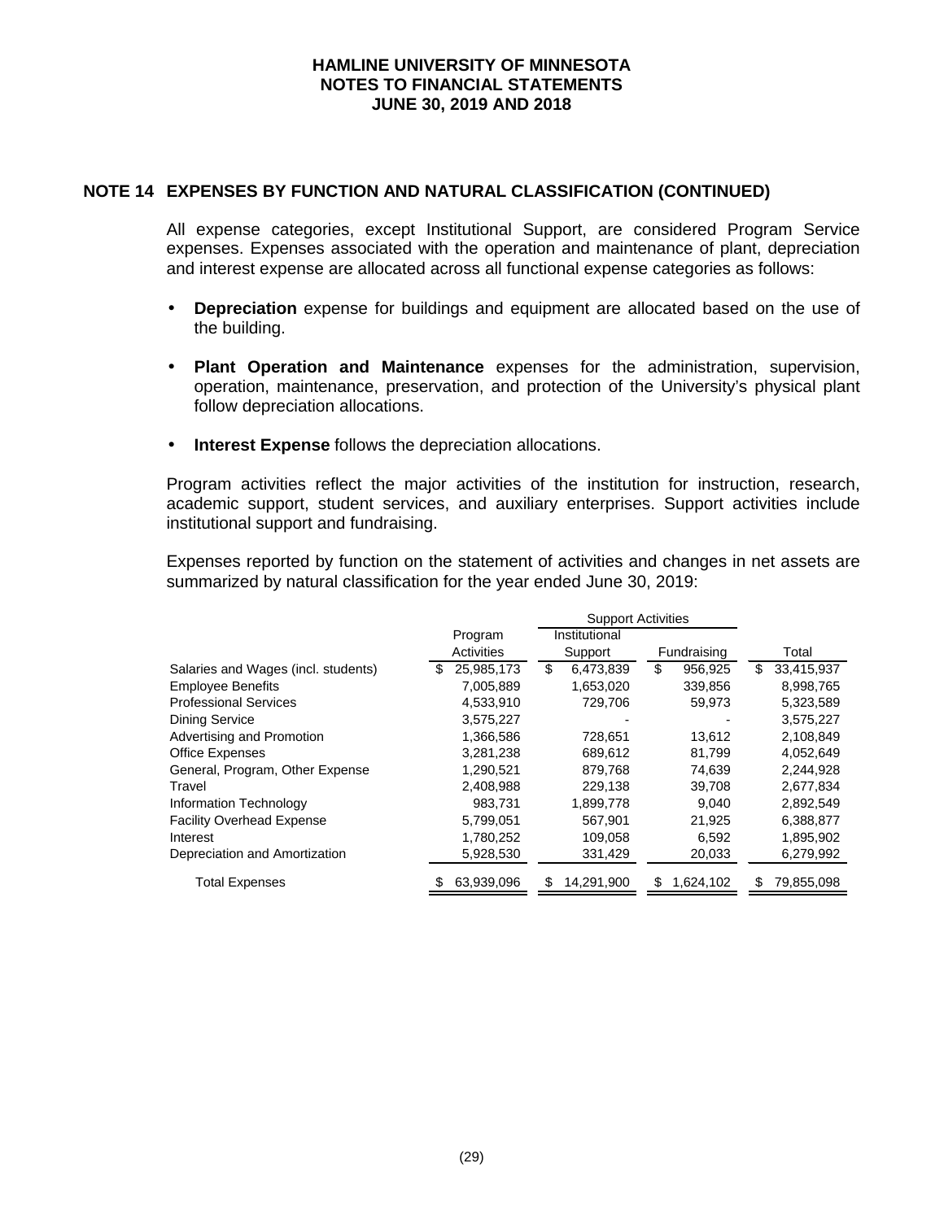## NOTE 14 EXPENSES BY FUNCTION AND NATURAL CLASSIFICATION (CONTINUED)

All expense categories, except Institutional Support, are considered Program Service expenses. Expenses associated with the operation and maintenance of plant, depreciation and interest expense are allocated across all functional expense categories as follows:

- **Depreciation** expense for buildings and equipment are allocated based on the use of the building.
- **Plant Operation and Maintenance** expenses for the administration, supervision, operation, maintenance, preservation, and protection of the University's physical plant follow depreciation allocations.
- **Interest Expense** follows the depreciation allocations.

Program activities reflect the major activities of the institution for instruction, research, academic support, student services, and auxiliary enterprises. Support activities include institutional support and fundraising.

Expenses reported by function on the statement of activities and changes in net assets are summarized by natural classification for the year ended June 30, 2019:

| | | Support Activities | | |
|---|---|---|---|---|
| | Program Activities | Institutional Support | Fundraising | Total |
| Salaries and Wages (incl. students) | $ 25,985,173 | $ 6,473,839 | $ 956,925 | $ 33,415,937 |
| Employee Benefits | 7,005,889 | 1,653,020 | 339,856 | 8,998,765 |
| Professional Services | 4,533,910 | 729,706 | 59,973 | 5,323,589 |
| Dining Service | 3,575,227 | - | - | 3,575,227 |
| Advertising and Promotion | 1,366,586 | 728,651 | 13,612 | 2,108,849 |
| Office Expenses | 3,281,238 | 689,612 | 81,799 | 4,052,649 |
| General, Program, Other Expense | 1,290,521 | 879,768 | 74,639 | 2,244,928 |
| Travel | 2,408,988 | 229,138 | 39,708 | 2,677,834 |
| Information Technology | 983,731 | 1,899,778 | 9,040 | 2,892,549 |
| Facility Overhead Expense | 5,799,051 | 567,901 | 21,925 | 6,388,877 |
| Interest | 1,780,252 | 109,058 | 6,592 | 1,895,902 |
| Depreciation and Amortization | 5,928,530 | 331,429 | 20,033 | 6,279,992 |
| Total Expenses | $ 63,939,096 | $ 14,291,900 | $ 1,624,102 | $ 79,855,098 |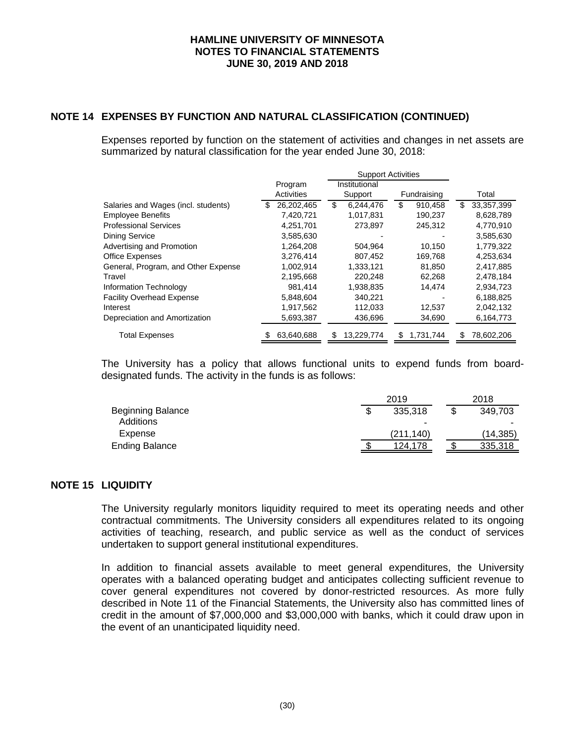## NOTE 14 EXPENSES BY FUNCTION AND NATURAL CLASSIFICATION (CONTINUED)

Expenses reported by function on the statement of activities and changes in net assets are summarized by natural classification for the year ended June 30, 2018:

| | Program Activities | Support Activities | | Total |
|---|---|---|---|---|
| | | Institutional Support | Fundraising | |
| Salaries and Wages (incl. students) | $ 26,202,465 | $ 6,244,476 | $ 910,458 | $ 33,357,399 |
| Employee Benefits | 7,420,721 | 1,017,831 | 190,237 | 8,628,789 |
| Professional Services | 4,251,701 | 273,897 | 245,312 | 4,770,910 |
| Dining Service | 3,585,630 | - | - | 3,585,630 |
| Advertising and Promotion | 1,264,208 | 504,964 | 10,150 | 1,779,322 |
| Office Expenses | 3,276,414 | 807,452 | 169,768 | 4,253,634 |
| General, Program, and Other Expense | 1,002,914 | 1,333,121 | 81,850 | 2,417,885 |
| Travel | 2,195,668 | 220,248 | 62,268 | 2,478,184 |
| Information Technology | 981,414 | 1,938,835 | 14,474 | 2,934,723 |
| Facility Overhead Expense | 5,848,604 | 340,221 | - | 6,188,825 |
| Interest | 1,917,562 | 112,033 | 12,537 | 2,042,132 |
| Depreciation and Amortization | 5,693,387 | 436,696 | 34,690 | 6,164,773 |
| Total Expenses | $ 63,640,688 | $ 13,229,774 | $ 1,731,744 | $ 78,602,206 |

The University has a policy that allows functional units to expend funds from board-designated funds. The activity in the funds is as follows:

| | 2019 | 2018 |
|---|---|---|
| Beginning Balance | $ 335,318 | $ 349,703 |
| Additions | - | - |
| Expense | (211,140) | (14,385) |
| Ending Balance | $ 124,178 | $ 335,318 |

## NOTE 15 LIQUIDITY

The University regularly monitors liquidity required to meet its operating needs and other contractual commitments. The University considers all expenditures related to its ongoing activities of teaching, research, and public service as well as the conduct of services undertaken to support general institutional expenditures.

In addition to financial assets available to meet general expenditures, the University operates with a balanced operating budget and anticipates collecting sufficient revenue to cover general expenditures not covered by donor-restricted resources. As more fully described in Note 11 of the Financial Statements, the University also has committed lines of credit in the amount of $7,000,000 and $3,000,000 with banks, which it could draw upon in the event of an unanticipated liquidity need.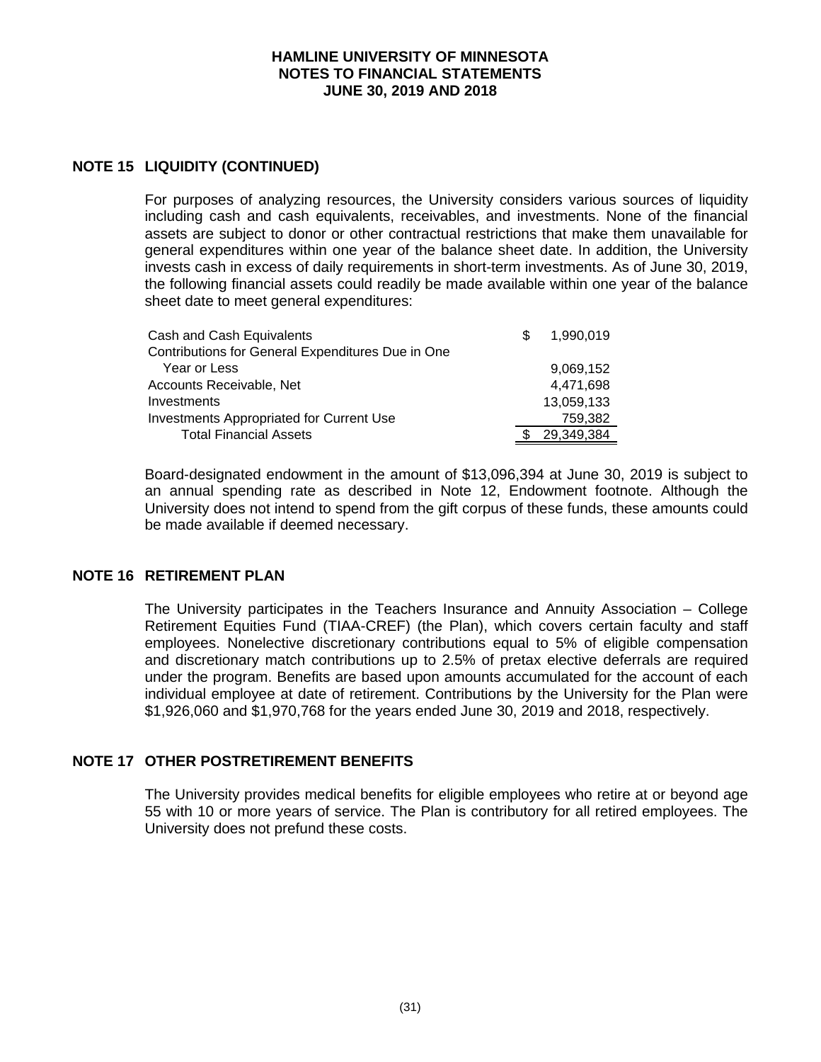## NOTE 15 LIQUIDITY (CONTINUED)

For purposes of analyzing resources, the University considers various sources of liquidity including cash and cash equivalents, receivables, and investments. None of the financial assets are subject to donor or other contractual restrictions that make them unavailable for general expenditures within one year of the balance sheet date. In addition, the University invests cash in excess of daily requirements in short-term investments. As of June 30, 2019, the following financial assets could readily be made available within one year of the balance sheet date to meet general expenditures:

| | |
|---|---|
| Cash and Cash Equivalents | $ 1,990,019 |
| Contributions for General Expenditures Due in One Year or Less | 9,069,152 |
| Accounts Receivable, Net | 4,471,698 |
| Investments | 13,059,133 |
| Investments Appropriated for Current Use | 759,382 |
| Total Financial Assets | $ 29,349,384 |

Board-designated endowment in the amount of $13,096,394 at June 30, 2019 is subject to an annual spending rate as described in Note 12, Endowment footnote. Although the University does not intend to spend from the gift corpus of these funds, these amounts could be made available if deemed necessary.

## NOTE 16 RETIREMENT PLAN

The University participates in the Teachers Insurance and Annuity Association – College Retirement Equities Fund (TIAA-CREF) (the Plan), which covers certain faculty and staff employees. Nonelective discretionary contributions equal to 5% of eligible compensation and discretionary match contributions up to 2.5% of pretax elective deferrals are required under the program. Benefits are based upon amounts accumulated for the account of each individual employee at date of retirement. Contributions by the University for the Plan were $1,926,060 and $1,970,768 for the years ended June 30, 2019 and 2018, respectively.

## NOTE 17 OTHER POSTRETIREMENT BENEFITS

The University provides medical benefits for eligible employees who retire at or beyond age 55 with 10 or more years of service. The Plan is contributory for all retired employees. The University does not prefund these costs.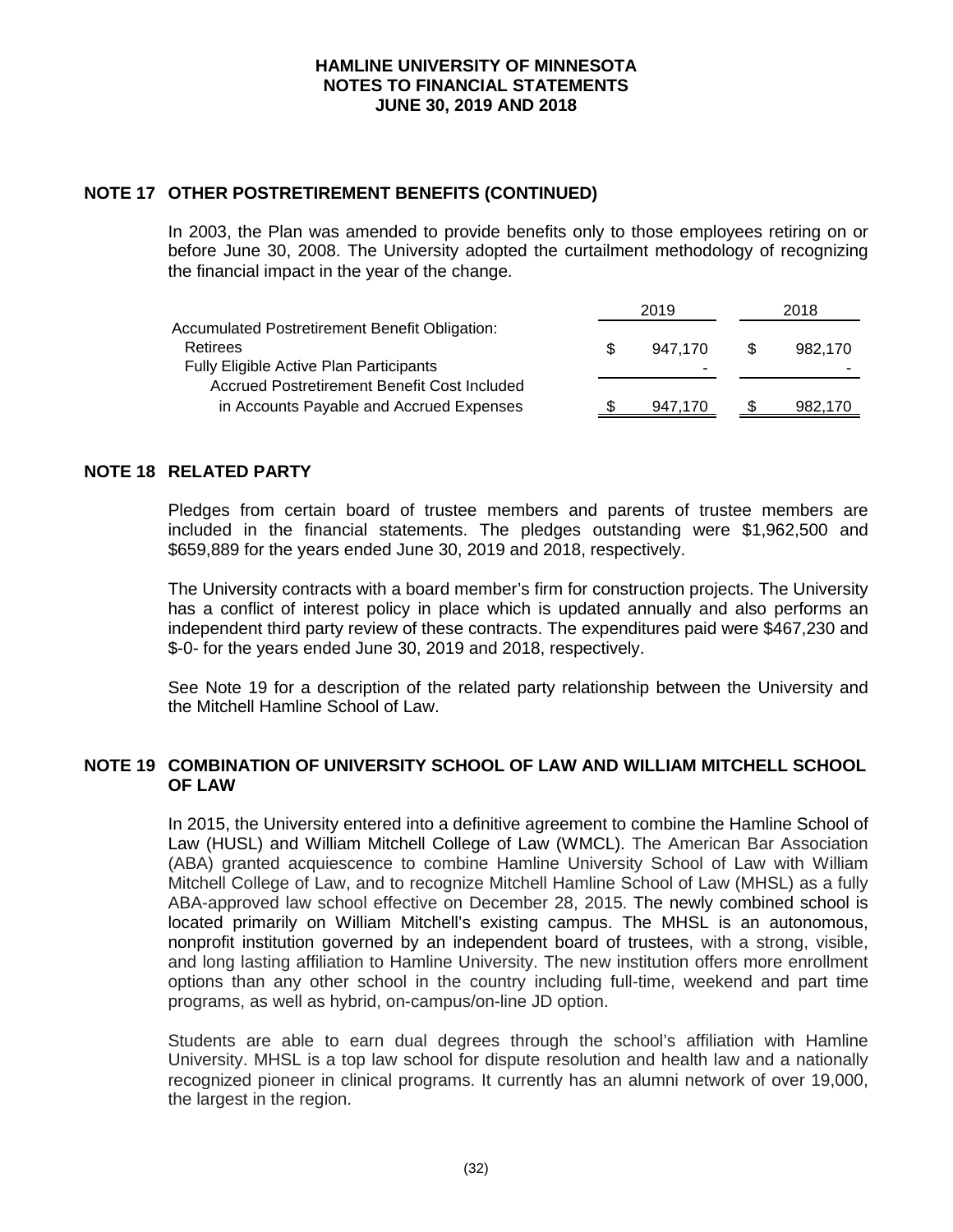## NOTE 17 OTHER POSTRETIREMENT BENEFITS (CONTINUED)

In 2003, the Plan was amended to provide benefits only to those employees retiring on or before June 30, 2008. The University adopted the curtailment methodology of recognizing the financial impact in the year of the change.

| | 2019 | 2018 |
|---|---|---|
| Accumulated Postretirement Benefit Obligation: | | |
| Retirees | $ 947,170 | $ 982,170 |
| Fully Eligible Active Plan Participants | - | - |
| Accrued Postretirement Benefit Cost Included in Accounts Payable and Accrued Expenses | $ 947,170 | $ 982,170 |

## NOTE 18 RELATED PARTY

Pledges from certain board of trustee members and parents of trustee members are included in the financial statements. The pledges outstanding were $1,962,500 and $659,889 for the years ended June 30, 2019 and 2018, respectively.

The University contracts with a board member's firm for construction projects. The University has a conflict of interest policy in place which is updated annually and also performs an independent third party review of these contracts. The expenditures paid were $467,230 and $-0- for the years ended June 30, 2019 and 2018, respectively.

See Note 19 for a description of the related party relationship between the University and the Mitchell Hamline School of Law.

## NOTE 19 COMBINATION OF UNIVERSITY SCHOOL OF LAW AND WILLIAM MITCHELL SCHOOL OF LAW

In 2015, the University entered into a definitive agreement to combine the Hamline School of Law (HUSL) and William Mitchell College of Law (WMCL). The American Bar Association (ABA) granted acquiescence to combine Hamline University School of Law with William Mitchell College of Law, and to recognize Mitchell Hamline School of Law (MHSL) as a fully ABA-approved law school effective on December 28, 2015. The newly combined school is located primarily on William Mitchell's existing campus. The MHSL is an autonomous, nonprofit institution governed by an independent board of trustees, with a strong, visible, and long lasting affiliation to Hamline University. The new institution offers more enrollment options than any other school in the country including full-time, weekend and part time programs, as well as hybrid, on-campus/on-line JD option.

Students are able to earn dual degrees through the school's affiliation with Hamline University. MHSL is a top law school for dispute resolution and health law and a nationally recognized pioneer in clinical programs. It currently has an alumni network of over 19,000, the largest in the region.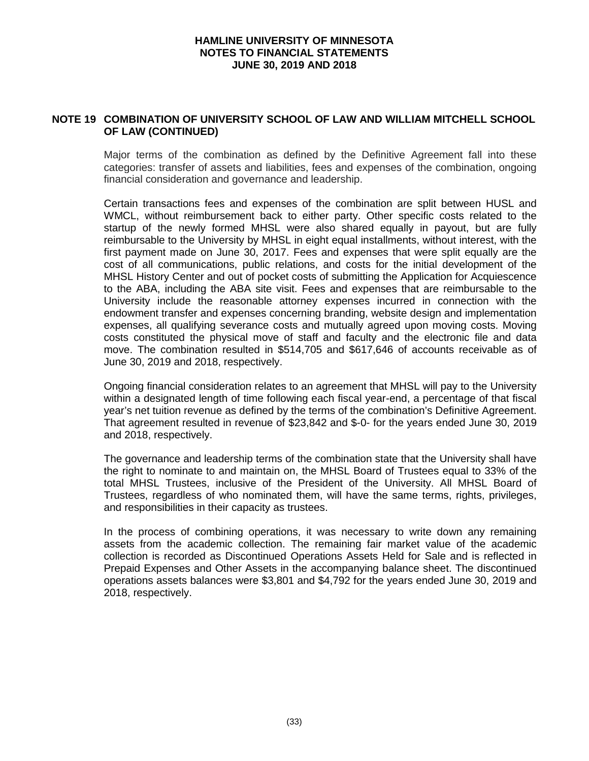## NOTE 19 COMBINATION OF UNIVERSITY SCHOOL OF LAW AND WILLIAM MITCHELL SCHOOL OF LAW (CONTINUED)

Major terms of the combination as defined by the Definitive Agreement fall into these categories: transfer of assets and liabilities, fees and expenses of the combination, ongoing financial consideration and governance and leadership.

Certain transactions fees and expenses of the combination are split between HUSL and WMCL, without reimbursement back to either party. Other specific costs related to the startup of the newly formed MHSL were also shared equally in payout, but are fully reimbursable to the University by MHSL in eight equal installments, without interest, with the first payment made on June 30, 2017. Fees and expenses that were split equally are the cost of all communications, public relations, and costs for the initial development of the MHSL History Center and out of pocket costs of submitting the Application for Acquiescence to the ABA, including the ABA site visit. Fees and expenses that are reimbursable to the University include the reasonable attorney expenses incurred in connection with the endowment transfer and expenses concerning branding, website design and implementation expenses, all qualifying severance costs and mutually agreed upon moving costs. Moving costs constituted the physical move of staff and faculty and the electronic file and data move. The combination resulted in $514,705 and $617,646 of accounts receivable as of June 30, 2019 and 2018, respectively.

Ongoing financial consideration relates to an agreement that MHSL will pay to the University within a designated length of time following each fiscal year-end, a percentage of that fiscal year's net tuition revenue as defined by the terms of the combination's Definitive Agreement. That agreement resulted in revenue of $23,842 and $-0- for the years ended June 30, 2019 and 2018, respectively.

The governance and leadership terms of the combination state that the University shall have the right to nominate to and maintain on, the MHSL Board of Trustees equal to 33% of the total MHSL Trustees, inclusive of the President of the University. All MHSL Board of Trustees, regardless of who nominated them, will have the same terms, rights, privileges, and responsibilities in their capacity as trustees.

In the process of combining operations, it was necessary to write down any remaining assets from the academic collection. The remaining fair market value of the academic collection is recorded as Discontinued Operations Assets Held for Sale and is reflected in Prepaid Expenses and Other Assets in the accompanying balance sheet. The discontinued operations assets balances were $3,801 and $4,792 for the years ended June 30, 2019 and 2018, respectively.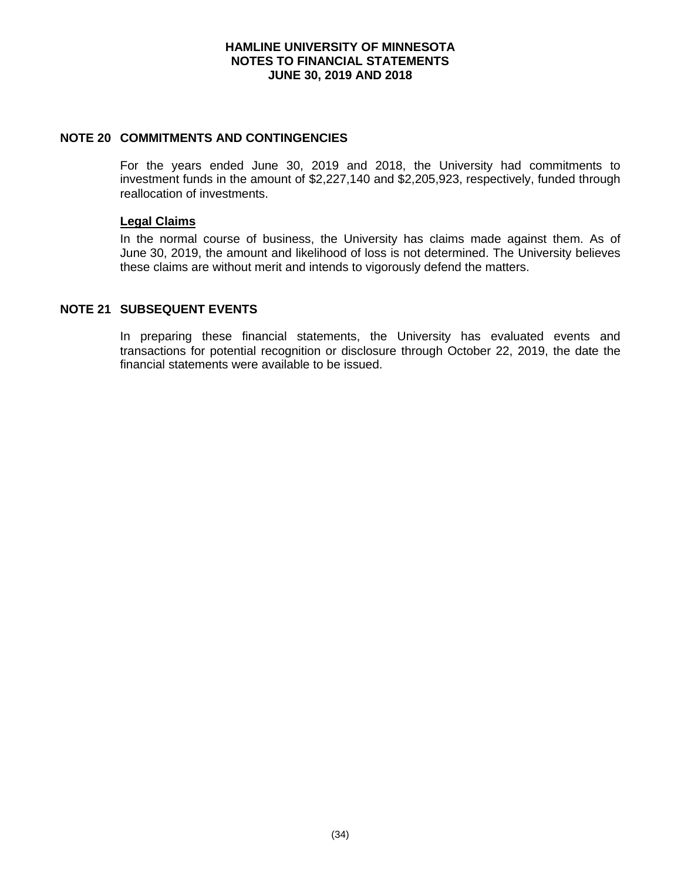# NOTE 20 COMMITMENTS AND CONTINGENCIES

For the years ended June 30, 2019 and 2018, the University had commitments to investment funds in the amount of $2,227,140 and $2,205,923, respectively, funded through reallocation of investments.

## Legal Claims

In the normal course of business, the University has claims made against them. As of June 30, 2019, the amount and likelihood of loss is not determined. The University believes these claims are without merit and intends to vigorously defend the matters.

# NOTE 21 SUBSEQUENT EVENTS

In preparing these financial statements, the University has evaluated events and transactions for potential recognition or disclosure through October 22, 2019, the date the financial statements were available to be issued.